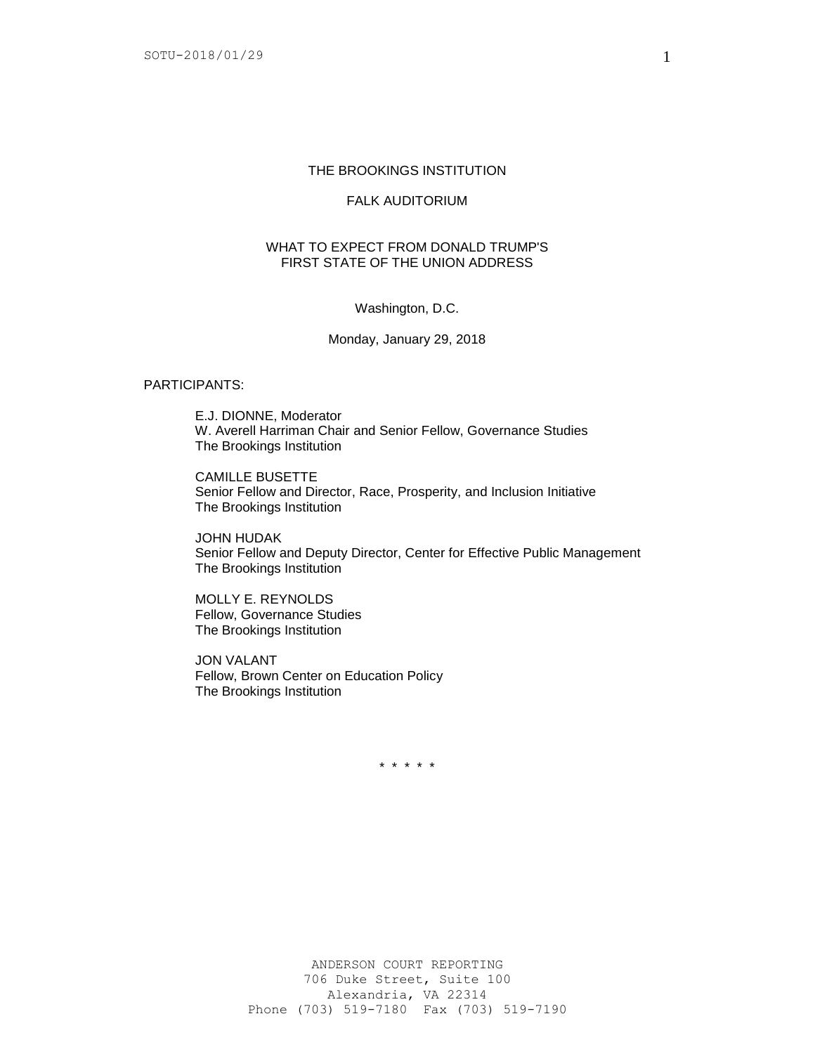# THE BROOKINGS INSTITUTION

## FALK AUDITORIUM

## WHAT TO EXPECT FROM DONALD TRUMP'S FIRST STATE OF THE UNION ADDRESS

Washington, D.C.

Monday, January 29, 2018

PARTICIPANTS:

E.J. DIONNE, Moderator
W. Averell Harriman Chair and Senior Fellow, Governance Studies
The Brookings Institution

CAMILLE BUSETTE
Senior Fellow and Director, Race, Prosperity, and Inclusion Initiative
The Brookings Institution

JOHN HUDAK
Senior Fellow and Deputy Director, Center for Effective Public Management
The Brookings Institution

MOLLY E. REYNOLDS
Fellow, Governance Studies
The Brookings Institution

JON VALANT
Fellow, Brown Center on Education Policy
The Brookings Institution

\* \* \* \* \*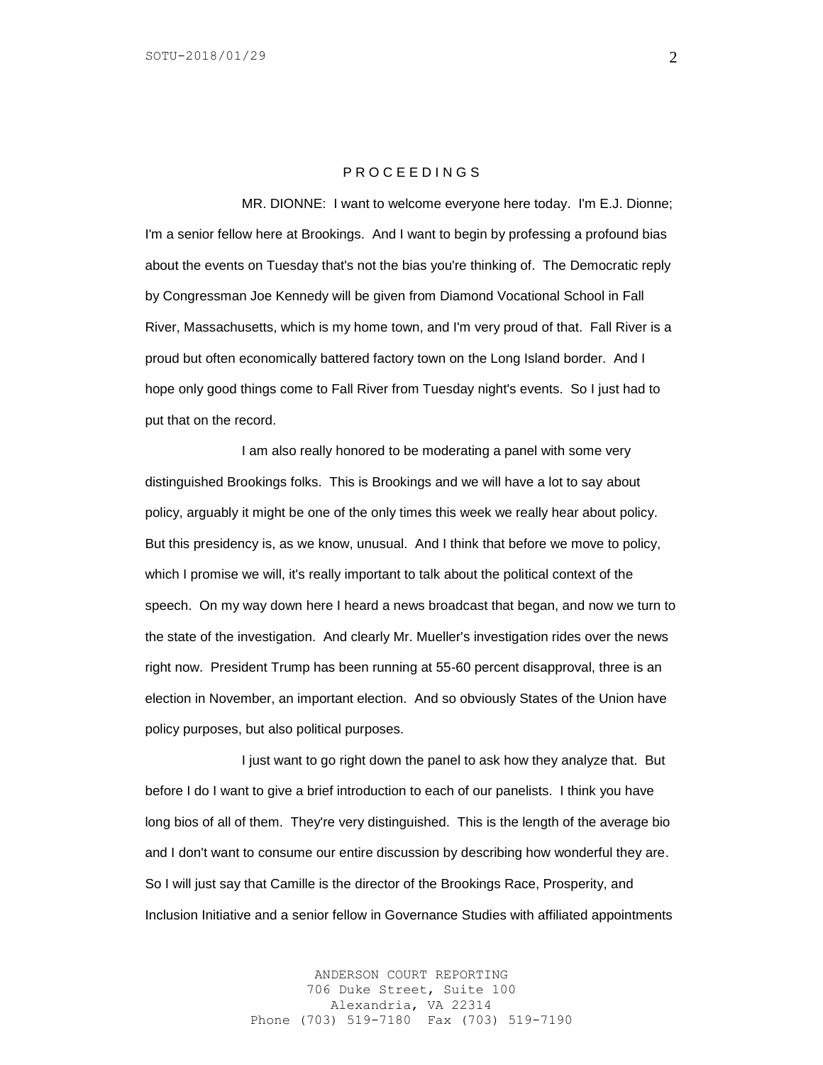P R O C E E D I N G S

MR. DIONNE: I want to welcome everyone here today. I'm E.J. Dionne; I'm a senior fellow here at Brookings. And I want to begin by professing a profound bias about the events on Tuesday that's not the bias you're thinking of. The Democratic reply by Congressman Joe Kennedy will be given from Diamond Vocational School in Fall River, Massachusetts, which is my home town, and I'm very proud of that. Fall River is a proud but often economically battered factory town on the Long Island border. And I hope only good things come to Fall River from Tuesday night's events. So I just had to put that on the record.

I am also really honored to be moderating a panel with some very distinguished Brookings folks. This is Brookings and we will have a lot to say about policy, arguably it might be one of the only times this week we really hear about policy. But this presidency is, as we know, unusual. And I think that before we move to policy, which I promise we will, it's really important to talk about the political context of the speech. On my way down here I heard a news broadcast that began, and now we turn to the state of the investigation. And clearly Mr. Mueller's investigation rides over the news right now. President Trump has been running at 55-60 percent disapproval, three is an election in November, an important election. And so obviously States of the Union have policy purposes, but also political purposes.

I just want to go right down the panel to ask how they analyze that. But before I do I want to give a brief introduction to each of our panelists. I think you have long bios of all of them. They're very distinguished. This is the length of the average bio and I don't want to consume our entire discussion by describing how wonderful they are. So I will just say that Camille is the director of the Brookings Race, Prosperity, and Inclusion Initiative and a senior fellow in Governance Studies with affiliated appointments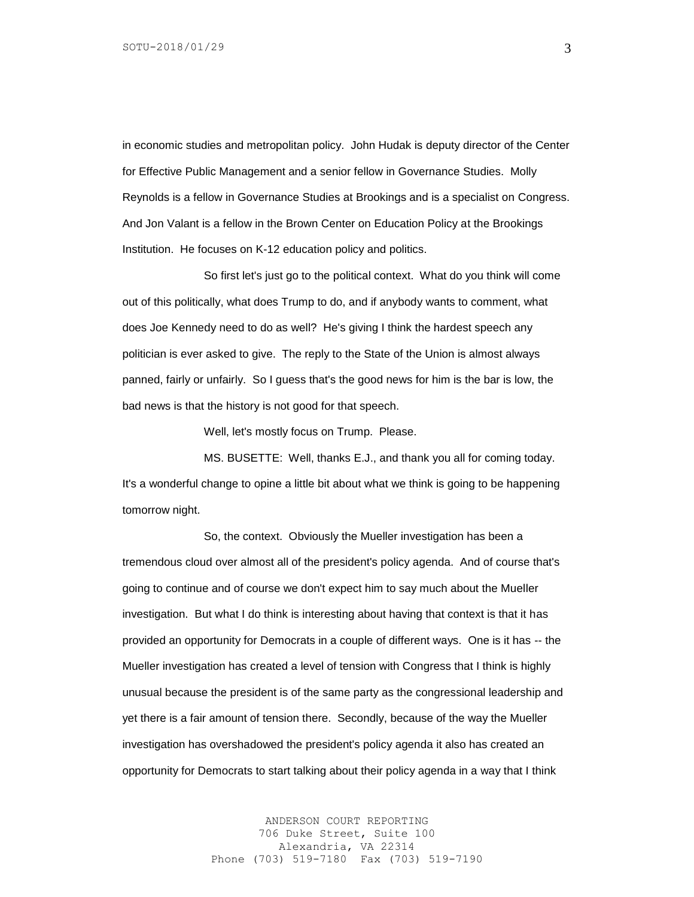in economic studies and metropolitan policy. John Hudak is deputy director of the Center for Effective Public Management and a senior fellow in Governance Studies. Molly Reynolds is a fellow in Governance Studies at Brookings and is a specialist on Congress. And Jon Valant is a fellow in the Brown Center on Education Policy at the Brookings Institution. He focuses on K-12 education policy and politics.

So first let's just go to the political context. What do you think will come out of this politically, what does Trump to do, and if anybody wants to comment, what does Joe Kennedy need to do as well? He's giving I think the hardest speech any politician is ever asked to give. The reply to the State of the Union is almost always panned, fairly or unfairly. So I guess that's the good news for him is the bar is low, the bad news is that the history is not good for that speech.

Well, let's mostly focus on Trump. Please.

MS. BUSETTE: Well, thanks E.J., and thank you all for coming today. It's a wonderful change to opine a little bit about what we think is going to be happening tomorrow night.

So, the context. Obviously the Mueller investigation has been a tremendous cloud over almost all of the president's policy agenda. And of course that's going to continue and of course we don't expect him to say much about the Mueller investigation. But what I do think is interesting about having that context is that it has provided an opportunity for Democrats in a couple of different ways. One is it has -- the Mueller investigation has created a level of tension with Congress that I think is highly unusual because the president is of the same party as the congressional leadership and yet there is a fair amount of tension there. Secondly, because of the way the Mueller investigation has overshadowed the president's policy agenda it also has created an opportunity for Democrats to start talking about their policy agenda in a way that I think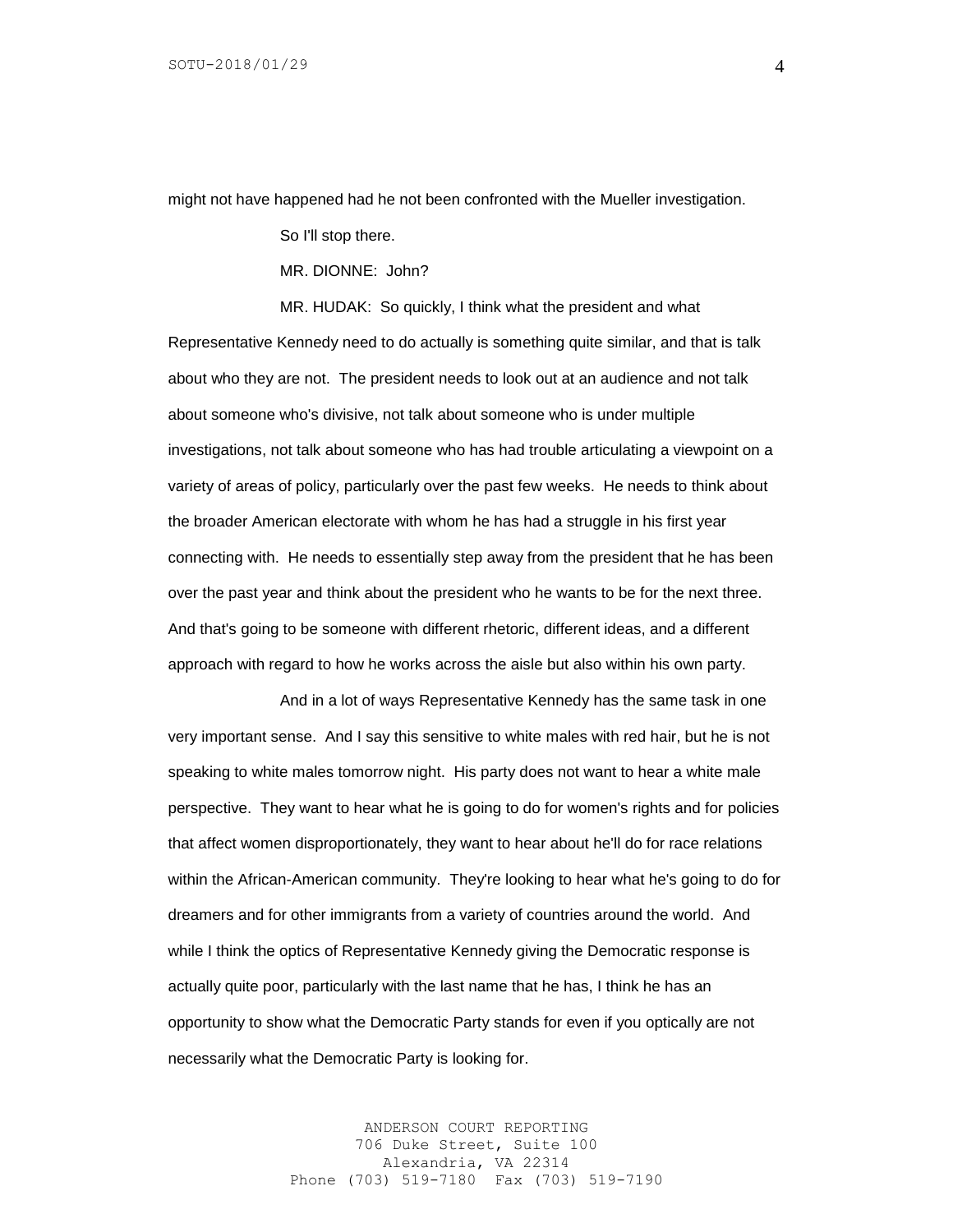might not have happened had he not been confronted with the Mueller investigation.

So I'll stop there.

MR. DIONNE: John?

MR. HUDAK: So quickly, I think what the president and what Representative Kennedy need to do actually is something quite similar, and that is talk about who they are not. The president needs to look out at an audience and not talk about someone who's divisive, not talk about someone who is under multiple investigations, not talk about someone who has had trouble articulating a viewpoint on a variety of areas of policy, particularly over the past few weeks. He needs to think about the broader American electorate with whom he has had a struggle in his first year connecting with. He needs to essentially step away from the president that he has been over the past year and think about the president who he wants to be for the next three. And that's going to be someone with different rhetoric, different ideas, and a different approach with regard to how he works across the aisle but also within his own party.

And in a lot of ways Representative Kennedy has the same task in one very important sense. And I say this sensitive to white males with red hair, but he is not speaking to white males tomorrow night. His party does not want to hear a white male perspective. They want to hear what he is going to do for women's rights and for policies that affect women disproportionately, they want to hear about he'll do for race relations within the African-American community. They're looking to hear what he's going to do for dreamers and for other immigrants from a variety of countries around the world. And while I think the optics of Representative Kennedy giving the Democratic response is actually quite poor, particularly with the last name that he has, I think he has an opportunity to show what the Democratic Party stands for even if you optically are not necessarily what the Democratic Party is looking for.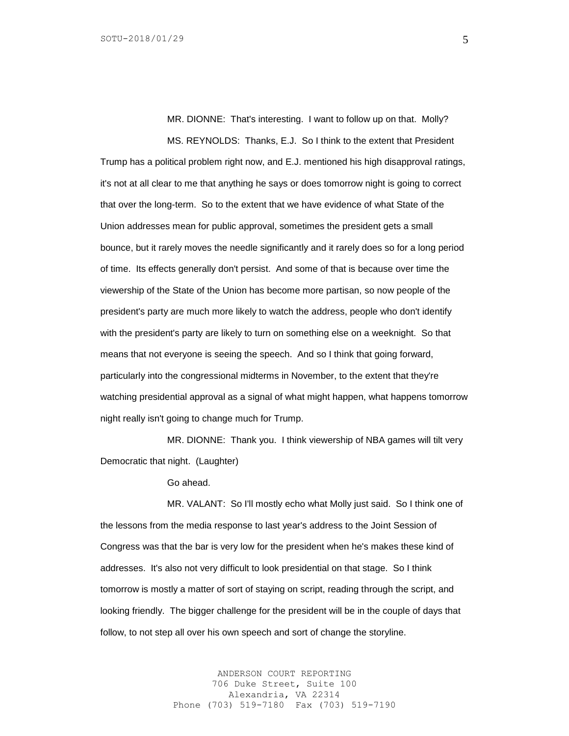MR. DIONNE: That's interesting. I want to follow up on that. Molly?

MS. REYNOLDS: Thanks, E.J. So I think to the extent that President Trump has a political problem right now, and E.J. mentioned his high disapproval ratings, it's not at all clear to me that anything he says or does tomorrow night is going to correct that over the long-term. So to the extent that we have evidence of what State of the Union addresses mean for public approval, sometimes the president gets a small bounce, but it rarely moves the needle significantly and it rarely does so for a long period of time. Its effects generally don't persist. And some of that is because over time the viewership of the State of the Union has become more partisan, so now people of the president's party are much more likely to watch the address, people who don't identify with the president's party are likely to turn on something else on a weeknight. So that means that not everyone is seeing the speech. And so I think that going forward, particularly into the congressional midterms in November, to the extent that they're watching presidential approval as a signal of what might happen, what happens tomorrow night really isn't going to change much for Trump.

MR. DIONNE: Thank you. I think viewership of NBA games will tilt very Democratic that night. (Laughter)

Go ahead.

MR. VALANT: So I'll mostly echo what Molly just said. So I think one of the lessons from the media response to last year's address to the Joint Session of Congress was that the bar is very low for the president when he's makes these kind of addresses. It's also not very difficult to look presidential on that stage. So I think tomorrow is mostly a matter of sort of staying on script, reading through the script, and looking friendly. The bigger challenge for the president will be in the couple of days that follow, to not step all over his own speech and sort of change the storyline.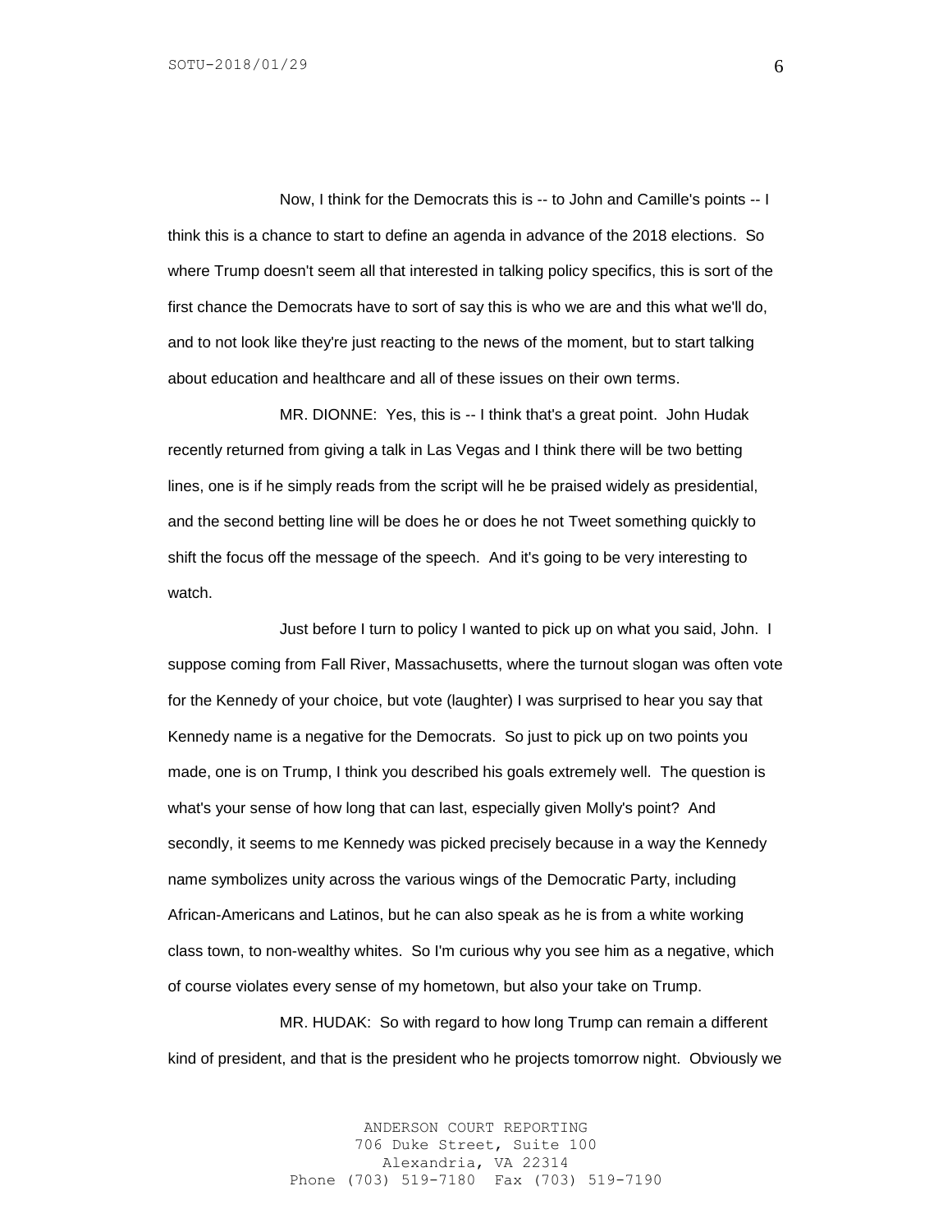Now, I think for the Democrats this is -- to John and Camille's points -- I think this is a chance to start to define an agenda in advance of the 2018 elections. So where Trump doesn't seem all that interested in talking policy specifics, this is sort of the first chance the Democrats have to sort of say this is who we are and this what we'll do, and to not look like they're just reacting to the news of the moment, but to start talking about education and healthcare and all of these issues on their own terms.

MR. DIONNE: Yes, this is -- I think that's a great point. John Hudak recently returned from giving a talk in Las Vegas and I think there will be two betting lines, one is if he simply reads from the script will he be praised widely as presidential, and the second betting line will be does he or does he not Tweet something quickly to shift the focus off the message of the speech. And it's going to be very interesting to watch.

Just before I turn to policy I wanted to pick up on what you said, John. I suppose coming from Fall River, Massachusetts, where the turnout slogan was often vote for the Kennedy of your choice, but vote (laughter) I was surprised to hear you say that Kennedy name is a negative for the Democrats. So just to pick up on two points you made, one is on Trump, I think you described his goals extremely well. The question is what's your sense of how long that can last, especially given Molly's point? And secondly, it seems to me Kennedy was picked precisely because in a way the Kennedy name symbolizes unity across the various wings of the Democratic Party, including African-Americans and Latinos, but he can also speak as he is from a white working class town, to non-wealthy whites. So I'm curious why you see him as a negative, which of course violates every sense of my hometown, but also your take on Trump.

MR. HUDAK: So with regard to how long Trump can remain a different kind of president, and that is the president who he projects tomorrow night. Obviously we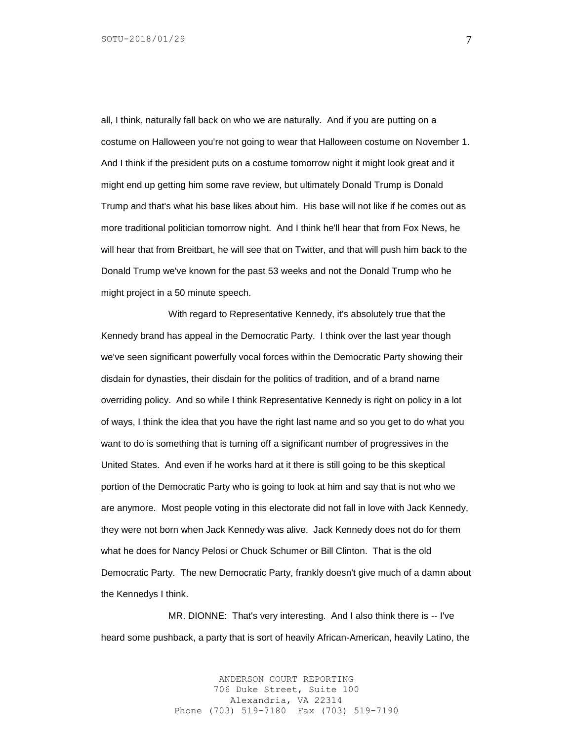all, I think, naturally fall back on who we are naturally. And if you are putting on a costume on Halloween you're not going to wear that Halloween costume on November 1. And I think if the president puts on a costume tomorrow night it might look great and it might end up getting him some rave review, but ultimately Donald Trump is Donald Trump and that's what his base likes about him. His base will not like if he comes out as more traditional politician tomorrow night. And I think he'll hear that from Fox News, he will hear that from Breitbart, he will see that on Twitter, and that will push him back to the Donald Trump we've known for the past 53 weeks and not the Donald Trump who he might project in a 50 minute speech.

With regard to Representative Kennedy, it's absolutely true that the Kennedy brand has appeal in the Democratic Party. I think over the last year though we've seen significant powerfully vocal forces within the Democratic Party showing their disdain for dynasties, their disdain for the politics of tradition, and of a brand name overriding policy. And so while I think Representative Kennedy is right on policy in a lot of ways, I think the idea that you have the right last name and so you get to do what you want to do is something that is turning off a significant number of progressives in the United States. And even if he works hard at it there is still going to be this skeptical portion of the Democratic Party who is going to look at him and say that is not who we are anymore. Most people voting in this electorate did not fall in love with Jack Kennedy, they were not born when Jack Kennedy was alive. Jack Kennedy does not do for them what he does for Nancy Pelosi or Chuck Schumer or Bill Clinton. That is the old Democratic Party. The new Democratic Party, frankly doesn't give much of a damn about the Kennedys I think.

MR. DIONNE: That's very interesting. And I also think there is -- I've heard some pushback, a party that is sort of heavily African-American, heavily Latino, the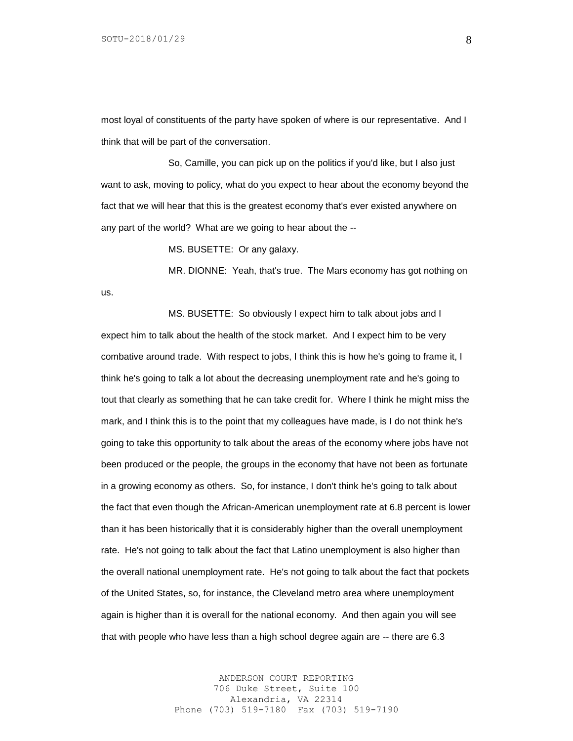most loyal of constituents of the party have spoken of where is our representative. And I think that will be part of the conversation.

So, Camille, you can pick up on the politics if you'd like, but I also just want to ask, moving to policy, what do you expect to hear about the economy beyond the fact that we will hear that this is the greatest economy that's ever existed anywhere on any part of the world? What are we going to hear about the --

MS. BUSETTE: Or any galaxy.

MR. DIONNE: Yeah, that's true. The Mars economy has got nothing on us.

MS. BUSETTE: So obviously I expect him to talk about jobs and I expect him to talk about the health of the stock market. And I expect him to be very combative around trade. With respect to jobs, I think this is how he's going to frame it, I think he's going to talk a lot about the decreasing unemployment rate and he's going to tout that clearly as something that he can take credit for. Where I think he might miss the mark, and I think this is to the point that my colleagues have made, is I do not think he's going to take this opportunity to talk about the areas of the economy where jobs have not been produced or the people, the groups in the economy that have not been as fortunate in a growing economy as others. So, for instance, I don't think he's going to talk about the fact that even though the African-American unemployment rate at 6.8 percent is lower than it has been historically that it is considerably higher than the overall unemployment rate. He's not going to talk about the fact that Latino unemployment is also higher than the overall national unemployment rate. He's not going to talk about the fact that pockets of the United States, so, for instance, the Cleveland metro area where unemployment again is higher than it is overall for the national economy. And then again you will see that with people who have less than a high school degree again are -- there are 6.3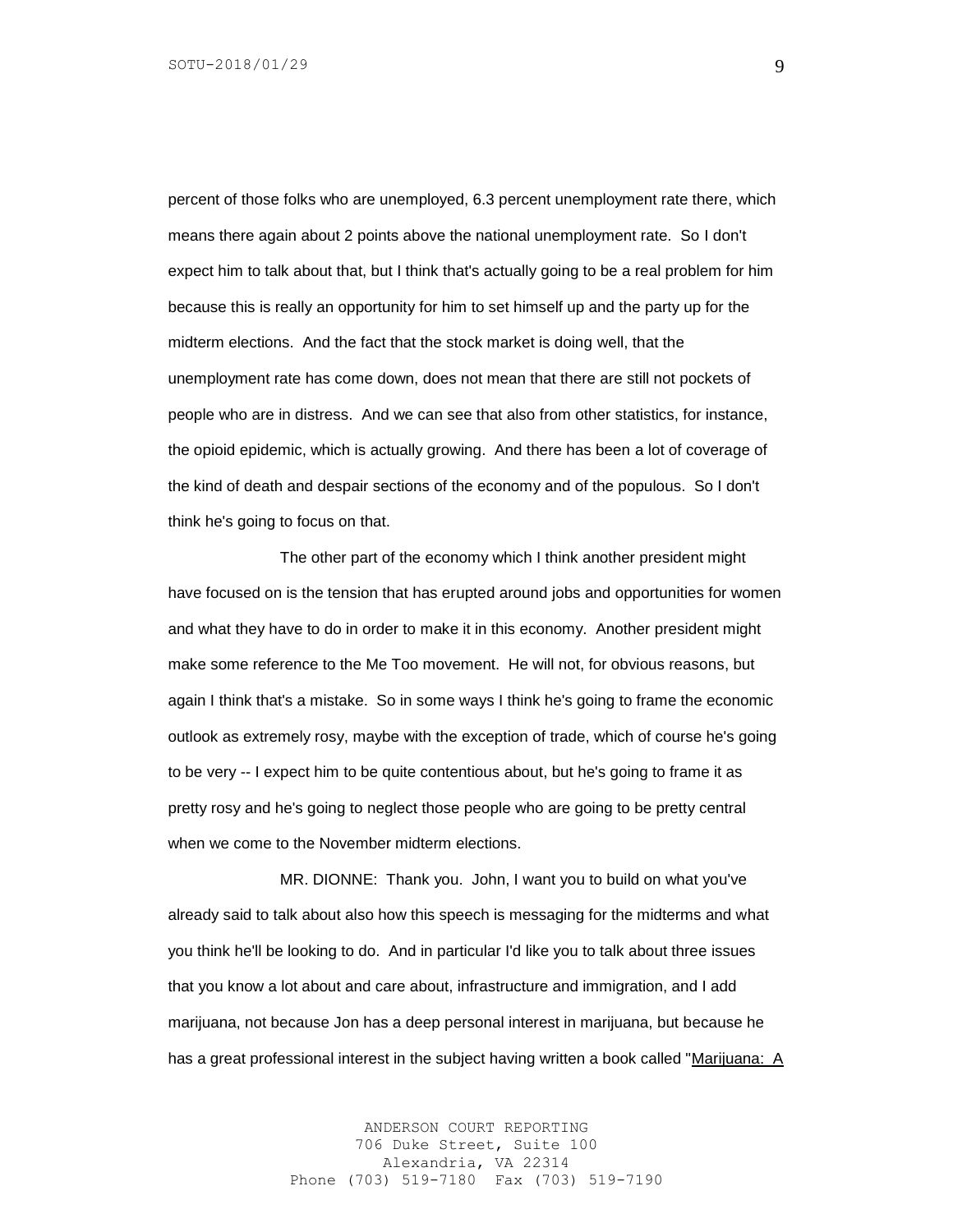percent of those folks who are unemployed, 6.3 percent unemployment rate there, which means there again about 2 points above the national unemployment rate. So I don't expect him to talk about that, but I think that's actually going to be a real problem for him because this is really an opportunity for him to set himself up and the party up for the midterm elections. And the fact that the stock market is doing well, that the unemployment rate has come down, does not mean that there are still not pockets of people who are in distress. And we can see that also from other statistics, for instance, the opioid epidemic, which is actually growing. And there has been a lot of coverage of the kind of death and despair sections of the economy and of the populous. So I don't think he's going to focus on that.

The other part of the economy which I think another president might have focused on is the tension that has erupted around jobs and opportunities for women and what they have to do in order to make it in this economy. Another president might make some reference to the Me Too movement. He will not, for obvious reasons, but again I think that's a mistake. So in some ways I think he's going to frame the economic outlook as extremely rosy, maybe with the exception of trade, which of course he's going to be very -- I expect him to be quite contentious about, but he's going to frame it as pretty rosy and he's going to neglect those people who are going to be pretty central when we come to the November midterm elections.

MR. DIONNE: Thank you. John, I want you to build on what you've already said to talk about also how this speech is messaging for the midterms and what you think he'll be looking to do. And in particular I'd like you to talk about three issues that you know a lot about and care about, infrastructure and immigration, and I add marijuana, not because Jon has a deep personal interest in marijuana, but because he has a great professional interest in the subject having written a book called "Marijuana: A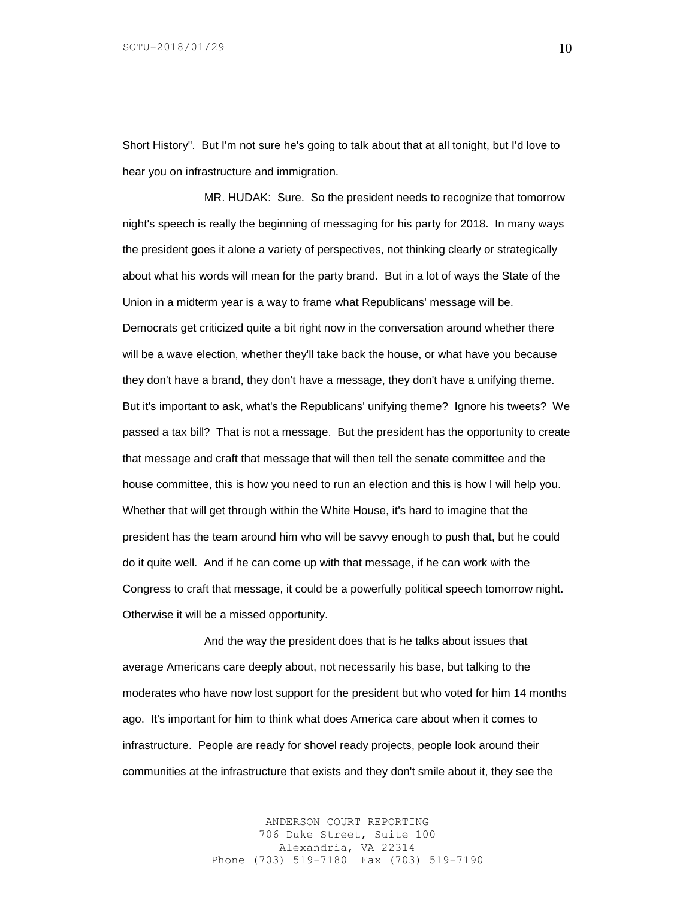Short History". But I'm not sure he's going to talk about that at all tonight, but I'd love to hear you on infrastructure and immigration.

MR. HUDAK: Sure. So the president needs to recognize that tomorrow night's speech is really the beginning of messaging for his party for 2018. In many ways the president goes it alone a variety of perspectives, not thinking clearly or strategically about what his words will mean for the party brand. But in a lot of ways the State of the Union in a midterm year is a way to frame what Republicans' message will be. Democrats get criticized quite a bit right now in the conversation around whether there will be a wave election, whether they'll take back the house, or what have you because they don't have a brand, they don't have a message, they don't have a unifying theme. But it's important to ask, what's the Republicans' unifying theme? Ignore his tweets? We passed a tax bill? That is not a message. But the president has the opportunity to create that message and craft that message that will then tell the senate committee and the house committee, this is how you need to run an election and this is how I will help you. Whether that will get through within the White House, it's hard to imagine that the president has the team around him who will be savvy enough to push that, but he could do it quite well. And if he can come up with that message, if he can work with the Congress to craft that message, it could be a powerfully political speech tomorrow night. Otherwise it will be a missed opportunity.

And the way the president does that is he talks about issues that average Americans care deeply about, not necessarily his base, but talking to the moderates who have now lost support for the president but who voted for him 14 months ago. It's important for him to think what does America care about when it comes to infrastructure. People are ready for shovel ready projects, people look around their communities at the infrastructure that exists and they don't smile about it, they see the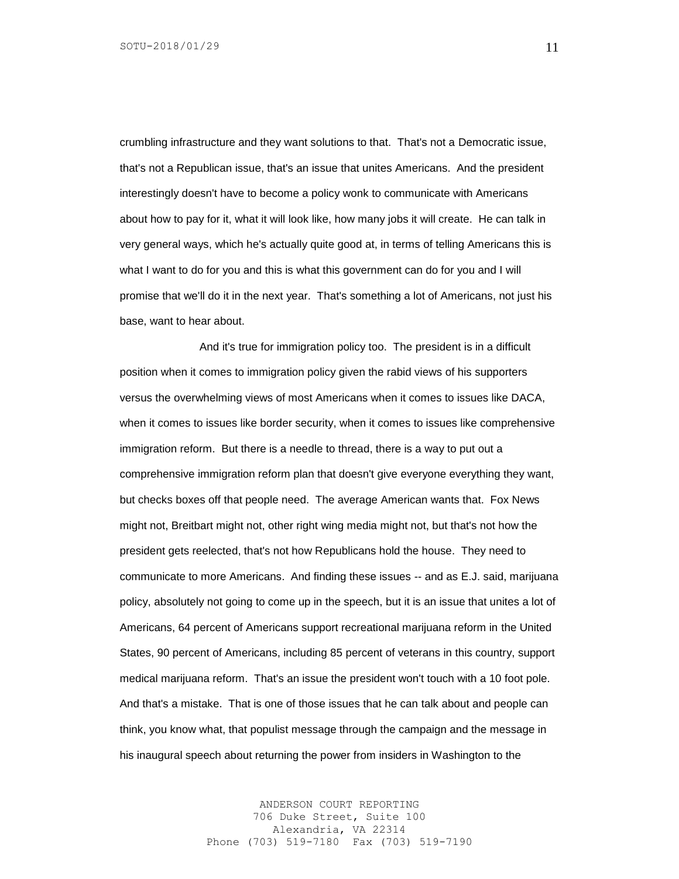crumbling infrastructure and they want solutions to that. That's not a Democratic issue, that's not a Republican issue, that's an issue that unites Americans. And the president interestingly doesn't have to become a policy wonk to communicate with Americans about how to pay for it, what it will look like, how many jobs it will create. He can talk in very general ways, which he's actually quite good at, in terms of telling Americans this is what I want to do for you and this is what this government can do for you and I will promise that we'll do it in the next year. That's something a lot of Americans, not just his base, want to hear about.

And it's true for immigration policy too. The president is in a difficult position when it comes to immigration policy given the rabid views of his supporters versus the overwhelming views of most Americans when it comes to issues like DACA, when it comes to issues like border security, when it comes to issues like comprehensive immigration reform. But there is a needle to thread, there is a way to put out a comprehensive immigration reform plan that doesn't give everyone everything they want, but checks boxes off that people need. The average American wants that. Fox News might not, Breitbart might not, other right wing media might not, but that's not how the president gets reelected, that's not how Republicans hold the house. They need to communicate to more Americans. And finding these issues -- and as E.J. said, marijuana policy, absolutely not going to come up in the speech, but it is an issue that unites a lot of Americans, 64 percent of Americans support recreational marijuana reform in the United States, 90 percent of Americans, including 85 percent of veterans in this country, support medical marijuana reform. That's an issue the president won't touch with a 10 foot pole. And that's a mistake. That is one of those issues that he can talk about and people can think, you know what, that populist message through the campaign and the message in his inaugural speech about returning the power from insiders in Washington to the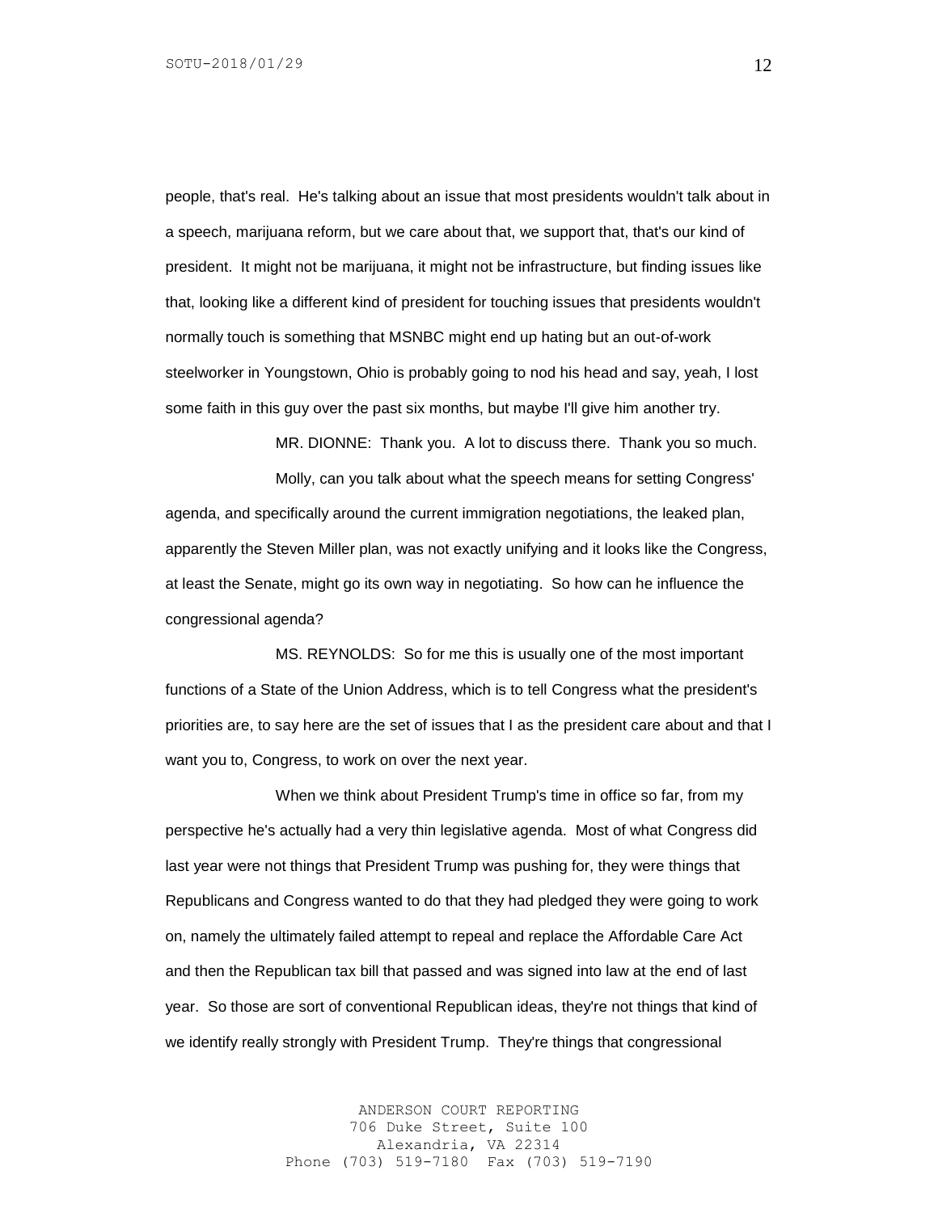people, that's real. He's talking about an issue that most presidents wouldn't talk about in a speech, marijuana reform, but we care about that, we support that, that's our kind of president. It might not be marijuana, it might not be infrastructure, but finding issues like that, looking like a different kind of president for touching issues that presidents wouldn't normally touch is something that MSNBC might end up hating but an out-of-work steelworker in Youngstown, Ohio is probably going to nod his head and say, yeah, I lost some faith in this guy over the past six months, but maybe I'll give him another try.

MR. DIONNE: Thank you. A lot to discuss there. Thank you so much.

Molly, can you talk about what the speech means for setting Congress' agenda, and specifically around the current immigration negotiations, the leaked plan, apparently the Steven Miller plan, was not exactly unifying and it looks like the Congress, at least the Senate, might go its own way in negotiating. So how can he influence the congressional agenda?

MS. REYNOLDS: So for me this is usually one of the most important functions of a State of the Union Address, which is to tell Congress what the president's priorities are, to say here are the set of issues that I as the president care about and that I want you to, Congress, to work on over the next year.

When we think about President Trump's time in office so far, from my perspective he's actually had a very thin legislative agenda. Most of what Congress did last year were not things that President Trump was pushing for, they were things that Republicans and Congress wanted to do that they had pledged they were going to work on, namely the ultimately failed attempt to repeal and replace the Affordable Care Act and then the Republican tax bill that passed and was signed into law at the end of last year. So those are sort of conventional Republican ideas, they're not things that kind of we identify really strongly with President Trump. They're things that congressional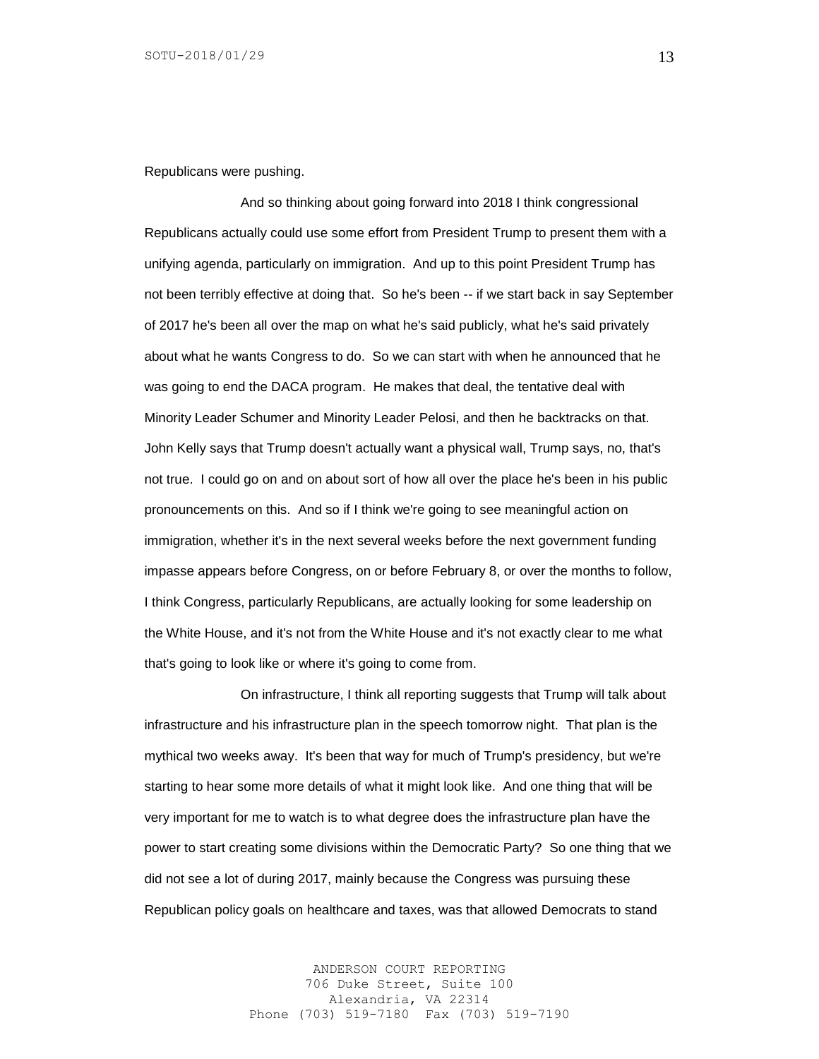Republicans were pushing.

And so thinking about going forward into 2018 I think congressional Republicans actually could use some effort from President Trump to present them with a unifying agenda, particularly on immigration. And up to this point President Trump has not been terribly effective at doing that. So he's been -- if we start back in say September of 2017 he's been all over the map on what he's said publicly, what he's said privately about what he wants Congress to do. So we can start with when he announced that he was going to end the DACA program. He makes that deal, the tentative deal with Minority Leader Schumer and Minority Leader Pelosi, and then he backtracks on that. John Kelly says that Trump doesn't actually want a physical wall, Trump says, no, that's not true. I could go on and on about sort of how all over the place he's been in his public pronouncements on this. And so if I think we're going to see meaningful action on immigration, whether it's in the next several weeks before the next government funding impasse appears before Congress, on or before February 8, or over the months to follow, I think Congress, particularly Republicans, are actually looking for some leadership on the White House, and it's not from the White House and it's not exactly clear to me what that's going to look like or where it's going to come from.

On infrastructure, I think all reporting suggests that Trump will talk about infrastructure and his infrastructure plan in the speech tomorrow night. That plan is the mythical two weeks away. It's been that way for much of Trump's presidency, but we're starting to hear some more details of what it might look like. And one thing that will be very important for me to watch is to what degree does the infrastructure plan have the power to start creating some divisions within the Democratic Party? So one thing that we did not see a lot of during 2017, mainly because the Congress was pursuing these Republican policy goals on healthcare and taxes, was that allowed Democrats to stand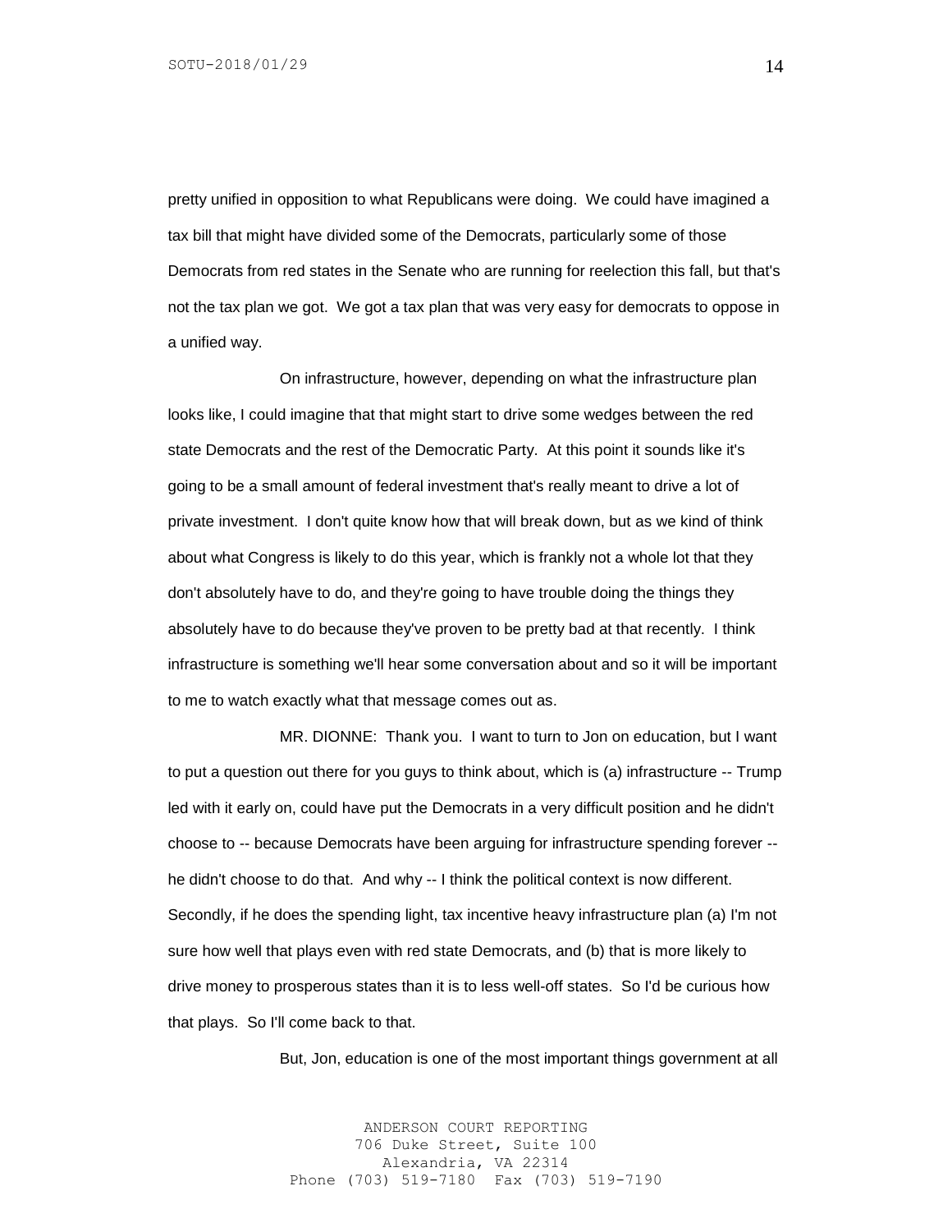pretty unified in opposition to what Republicans were doing. We could have imagined a tax bill that might have divided some of the Democrats, particularly some of those Democrats from red states in the Senate who are running for reelection this fall, but that's not the tax plan we got. We got a tax plan that was very easy for democrats to oppose in a unified way.

On infrastructure, however, depending on what the infrastructure plan looks like, I could imagine that that might start to drive some wedges between the red state Democrats and the rest of the Democratic Party. At this point it sounds like it's going to be a small amount of federal investment that's really meant to drive a lot of private investment. I don't quite know how that will break down, but as we kind of think about what Congress is likely to do this year, which is frankly not a whole lot that they don't absolutely have to do, and they're going to have trouble doing the things they absolutely have to do because they've proven to be pretty bad at that recently. I think infrastructure is something we'll hear some conversation about and so it will be important to me to watch exactly what that message comes out as.

MR. DIONNE: Thank you. I want to turn to Jon on education, but I want to put a question out there for you guys to think about, which is (a) infrastructure -- Trump led with it early on, could have put the Democrats in a very difficult position and he didn't choose to -- because Democrats have been arguing for infrastructure spending forever -- he didn't choose to do that. And why -- I think the political context is now different. Secondly, if he does the spending light, tax incentive heavy infrastructure plan (a) I'm not sure how well that plays even with red state Democrats, and (b) that is more likely to drive money to prosperous states than it is to less well-off states. So I'd be curious how that plays. So I'll come back to that.

But, Jon, education is one of the most important things government at all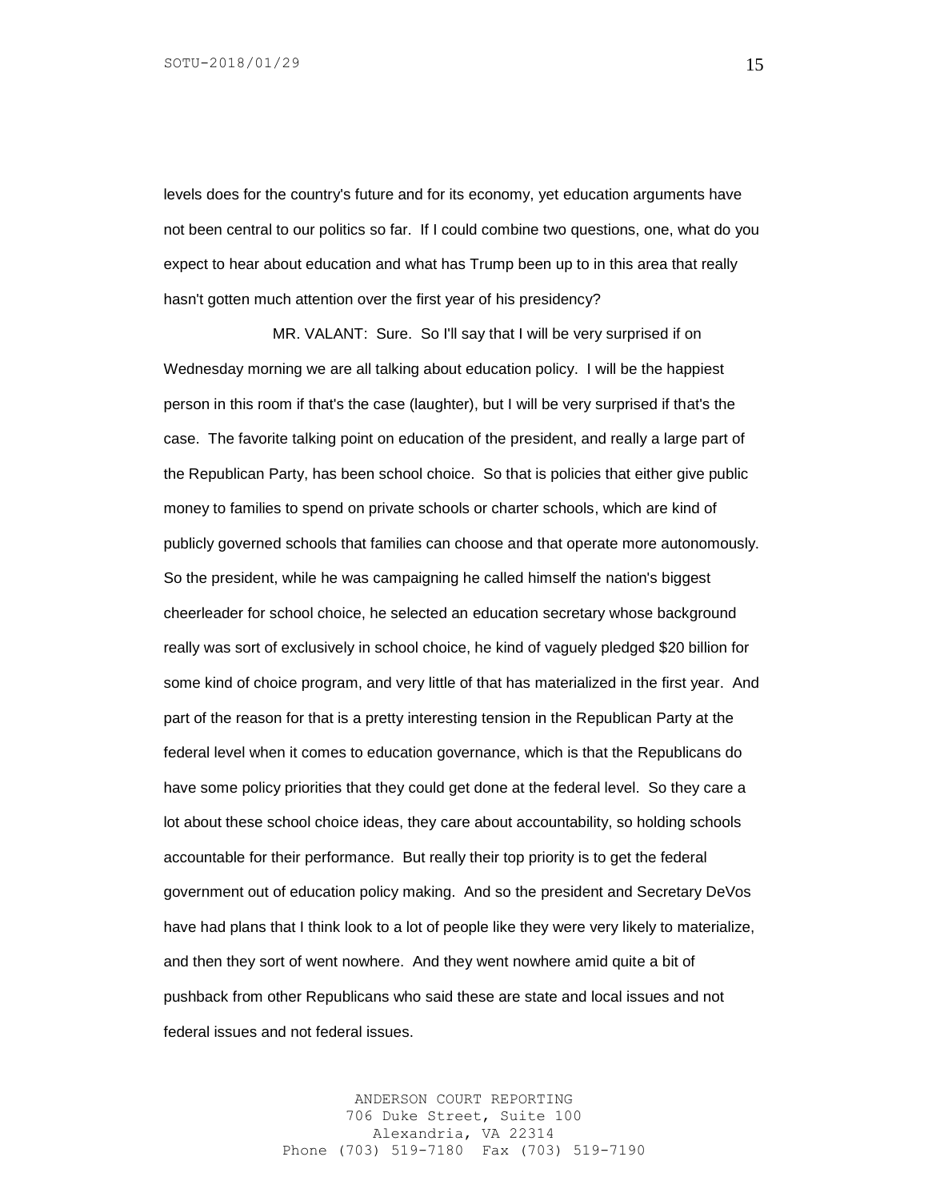levels does for the country's future and for its economy, yet education arguments have not been central to our politics so far. If I could combine two questions, one, what do you expect to hear about education and what has Trump been up to in this area that really hasn't gotten much attention over the first year of his presidency?

MR. VALANT: Sure. So I'll say that I will be very surprised if on Wednesday morning we are all talking about education policy. I will be the happiest person in this room if that's the case (laughter), but I will be very surprised if that's the case. The favorite talking point on education of the president, and really a large part of the Republican Party, has been school choice. So that is policies that either give public money to families to spend on private schools or charter schools, which are kind of publicly governed schools that families can choose and that operate more autonomously. So the president, while he was campaigning he called himself the nation's biggest cheerleader for school choice, he selected an education secretary whose background really was sort of exclusively in school choice, he kind of vaguely pledged $20 billion for some kind of choice program, and very little of that has materialized in the first year. And part of the reason for that is a pretty interesting tension in the Republican Party at the federal level when it comes to education governance, which is that the Republicans do have some policy priorities that they could get done at the federal level. So they care a lot about these school choice ideas, they care about accountability, so holding schools accountable for their performance. But really their top priority is to get the federal government out of education policy making. And so the president and Secretary DeVos have had plans that I think look to a lot of people like they were very likely to materialize, and then they sort of went nowhere. And they went nowhere amid quite a bit of pushback from other Republicans who said these are state and local issues and not federal issues and not federal issues.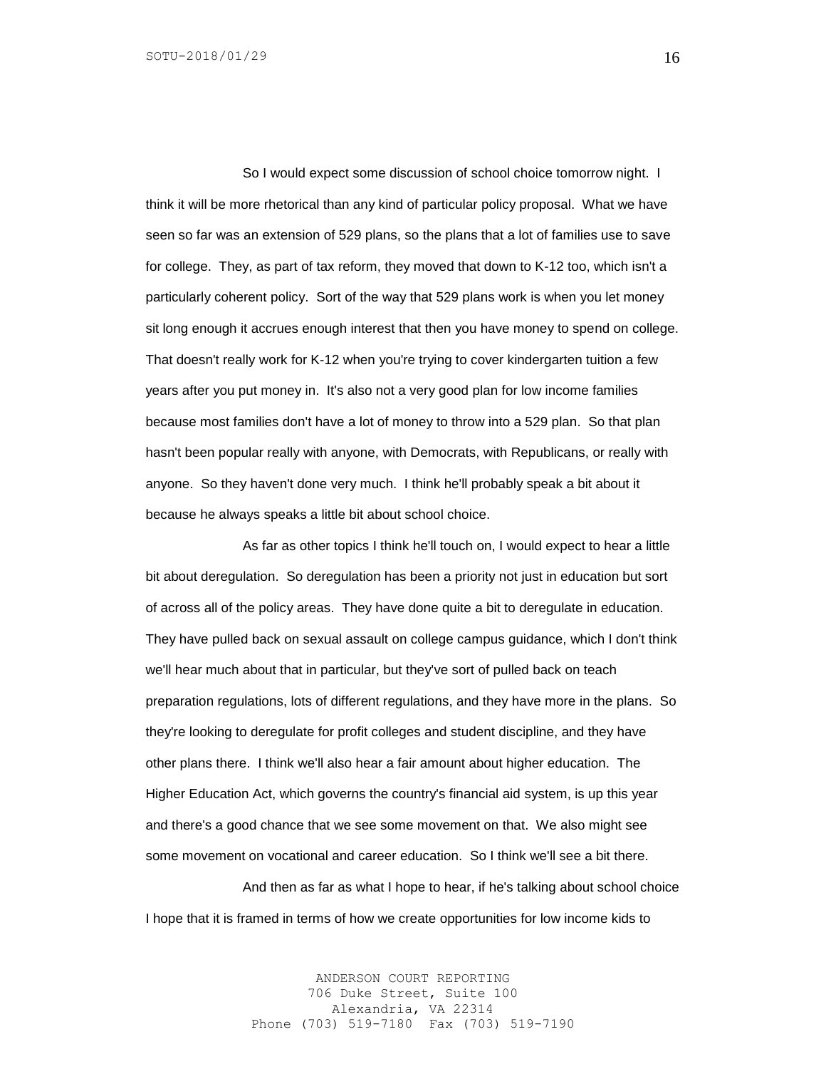So I would expect some discussion of school choice tomorrow night. I think it will be more rhetorical than any kind of particular policy proposal. What we have seen so far was an extension of 529 plans, so the plans that a lot of families use to save for college. They, as part of tax reform, they moved that down to K-12 too, which isn't a particularly coherent policy. Sort of the way that 529 plans work is when you let money sit long enough it accrues enough interest that then you have money to spend on college. That doesn't really work for K-12 when you're trying to cover kindergarten tuition a few years after you put money in. It's also not a very good plan for low income families because most families don't have a lot of money to throw into a 529 plan. So that plan hasn't been popular really with anyone, with Democrats, with Republicans, or really with anyone. So they haven't done very much. I think he'll probably speak a bit about it because he always speaks a little bit about school choice.

As far as other topics I think he'll touch on, I would expect to hear a little bit about deregulation. So deregulation has been a priority not just in education but sort of across all of the policy areas. They have done quite a bit to deregulate in education. They have pulled back on sexual assault on college campus guidance, which I don't think we'll hear much about that in particular, but they've sort of pulled back on teach preparation regulations, lots of different regulations, and they have more in the plans. So they're looking to deregulate for profit colleges and student discipline, and they have other plans there. I think we'll also hear a fair amount about higher education. The Higher Education Act, which governs the country's financial aid system, is up this year and there's a good chance that we see some movement on that. We also might see some movement on vocational and career education. So I think we'll see a bit there.

And then as far as what I hope to hear, if he's talking about school choice I hope that it is framed in terms of how we create opportunities for low income kids to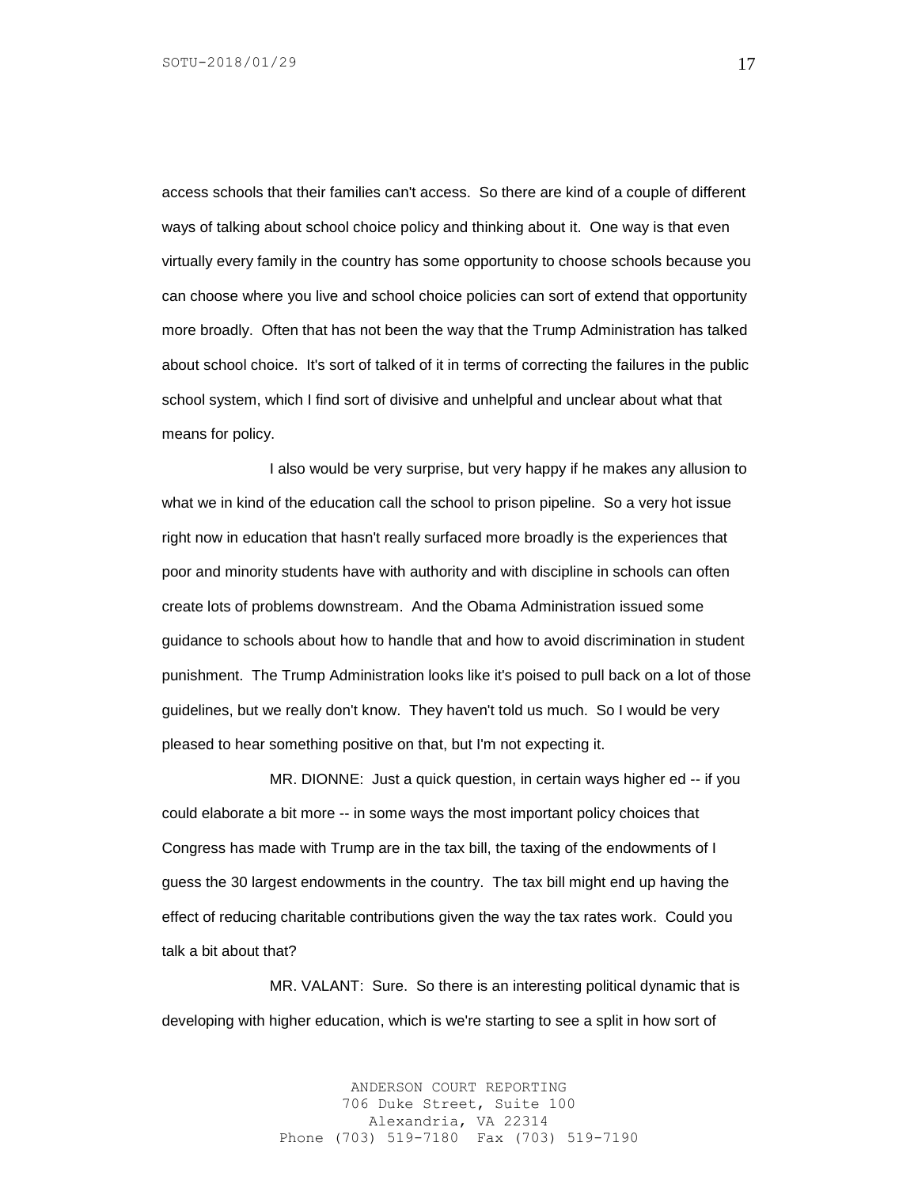access schools that their families can't access. So there are kind of a couple of different ways of talking about school choice policy and thinking about it. One way is that even virtually every family in the country has some opportunity to choose schools because you can choose where you live and school choice policies can sort of extend that opportunity more broadly. Often that has not been the way that the Trump Administration has talked about school choice. It's sort of talked of it in terms of correcting the failures in the public school system, which I find sort of divisive and unhelpful and unclear about what that means for policy.

I also would be very surprise, but very happy if he makes any allusion to what we in kind of the education call the school to prison pipeline. So a very hot issue right now in education that hasn't really surfaced more broadly is the experiences that poor and minority students have with authority and with discipline in schools can often create lots of problems downstream. And the Obama Administration issued some guidance to schools about how to handle that and how to avoid discrimination in student punishment. The Trump Administration looks like it's poised to pull back on a lot of those guidelines, but we really don't know. They haven't told us much. So I would be very pleased to hear something positive on that, but I'm not expecting it.

MR. DIONNE: Just a quick question, in certain ways higher ed -- if you could elaborate a bit more -- in some ways the most important policy choices that Congress has made with Trump are in the tax bill, the taxing of the endowments of I guess the 30 largest endowments in the country. The tax bill might end up having the effect of reducing charitable contributions given the way the tax rates work. Could you talk a bit about that?

MR. VALANT: Sure. So there is an interesting political dynamic that is developing with higher education, which is we're starting to see a split in how sort of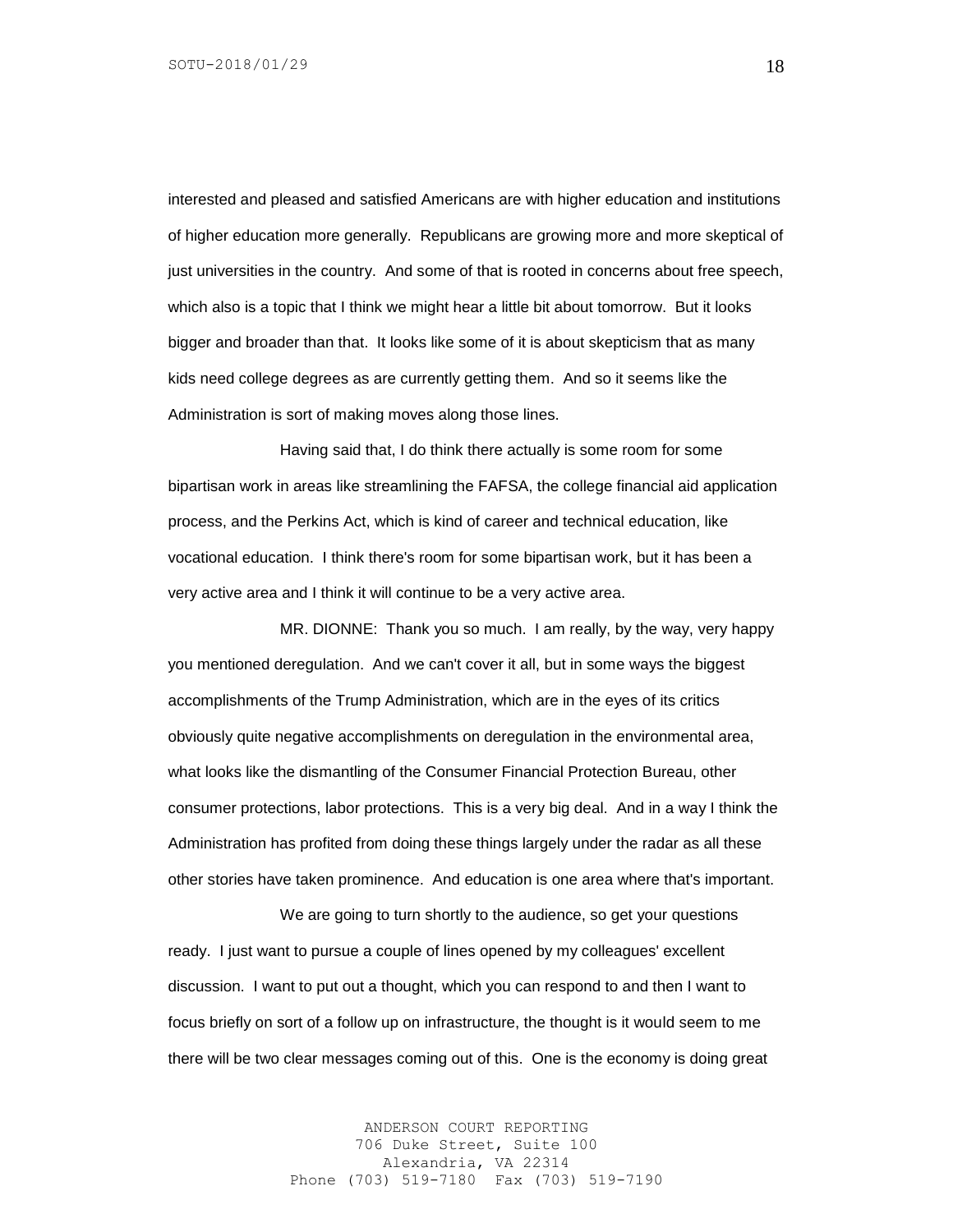interested and pleased and satisfied Americans are with higher education and institutions of higher education more generally. Republicans are growing more and more skeptical of just universities in the country. And some of that is rooted in concerns about free speech, which also is a topic that I think we might hear a little bit about tomorrow. But it looks bigger and broader than that. It looks like some of it is about skepticism that as many kids need college degrees as are currently getting them. And so it seems like the Administration is sort of making moves along those lines.

Having said that, I do think there actually is some room for some bipartisan work in areas like streamlining the FAFSA, the college financial aid application process, and the Perkins Act, which is kind of career and technical education, like vocational education. I think there's room for some bipartisan work, but it has been a very active area and I think it will continue to be a very active area.

MR. DIONNE: Thank you so much. I am really, by the way, very happy you mentioned deregulation. And we can't cover it all, but in some ways the biggest accomplishments of the Trump Administration, which are in the eyes of its critics obviously quite negative accomplishments on deregulation in the environmental area, what looks like the dismantling of the Consumer Financial Protection Bureau, other consumer protections, labor protections. This is a very big deal. And in a way I think the Administration has profited from doing these things largely under the radar as all these other stories have taken prominence. And education is one area where that's important.

We are going to turn shortly to the audience, so get your questions ready. I just want to pursue a couple of lines opened by my colleagues' excellent discussion. I want to put out a thought, which you can respond to and then I want to focus briefly on sort of a follow up on infrastructure, the thought is it would seem to me there will be two clear messages coming out of this. One is the economy is doing great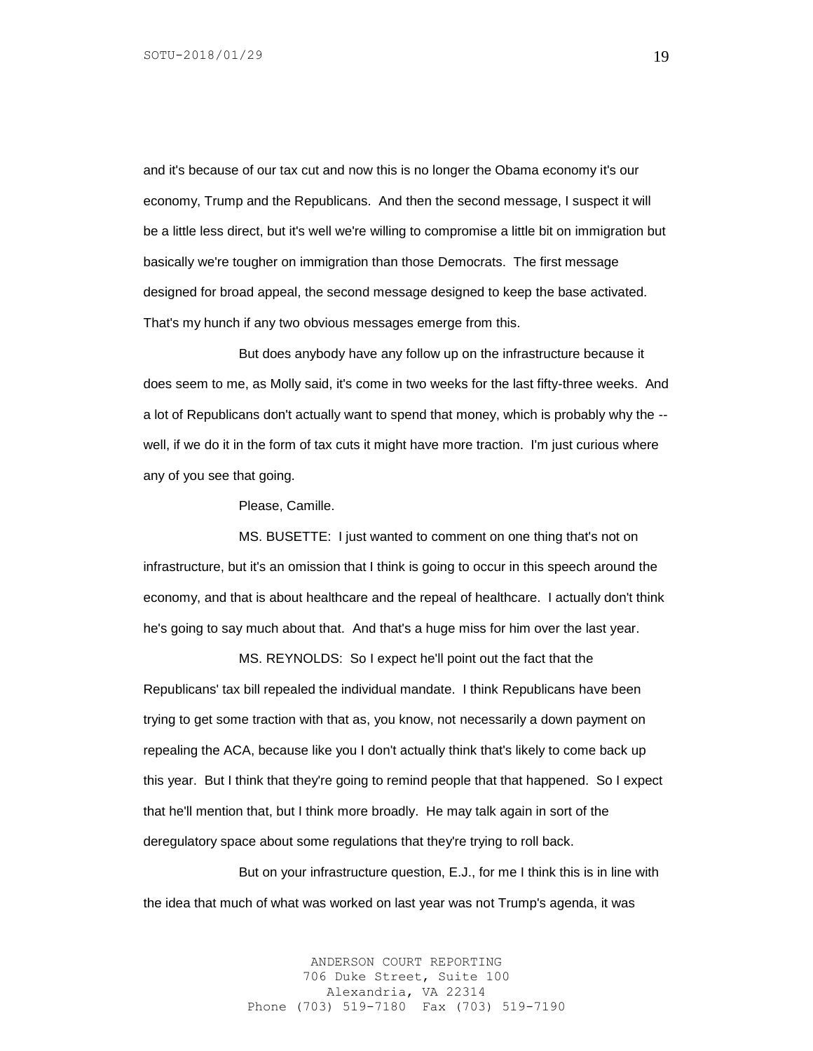and it's because of our tax cut and now this is no longer the Obama economy it's our economy, Trump and the Republicans. And then the second message, I suspect it will be a little less direct, but it's well we're willing to compromise a little bit on immigration but basically we're tougher on immigration than those Democrats. The first message designed for broad appeal, the second message designed to keep the base activated. That's my hunch if any two obvious messages emerge from this.

But does anybody have any follow up on the infrastructure because it does seem to me, as Molly said, it's come in two weeks for the last fifty-three weeks. And a lot of Republicans don't actually want to spend that money, which is probably why the -- well, if we do it in the form of tax cuts it might have more traction. I'm just curious where any of you see that going.

Please, Camille.

MS. BUSETTE: I just wanted to comment on one thing that's not on infrastructure, but it's an omission that I think is going to occur in this speech around the economy, and that is about healthcare and the repeal of healthcare. I actually don't think he's going to say much about that. And that's a huge miss for him over the last year.

MS. REYNOLDS: So I expect he'll point out the fact that the Republicans' tax bill repealed the individual mandate. I think Republicans have been trying to get some traction with that as, you know, not necessarily a down payment on repealing the ACA, because like you I don't actually think that's likely to come back up this year. But I think that they're going to remind people that that happened. So I expect that he'll mention that, but I think more broadly. He may talk again in sort of the deregulatory space about some regulations that they're trying to roll back.

But on your infrastructure question, E.J., for me I think this is in line with the idea that much of what was worked on last year was not Trump's agenda, it was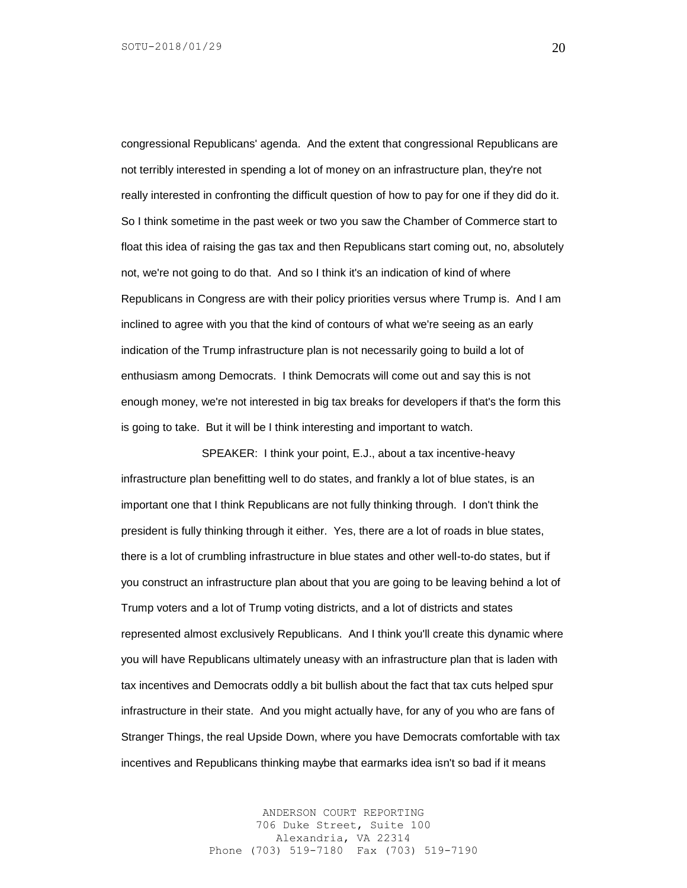congressional Republicans' agenda. And the extent that congressional Republicans are not terribly interested in spending a lot of money on an infrastructure plan, they're not really interested in confronting the difficult question of how to pay for one if they did do it. So I think sometime in the past week or two you saw the Chamber of Commerce start to float this idea of raising the gas tax and then Republicans start coming out, no, absolutely not, we're not going to do that. And so I think it's an indication of kind of where Republicans in Congress are with their policy priorities versus where Trump is. And I am inclined to agree with you that the kind of contours of what we're seeing as an early indication of the Trump infrastructure plan is not necessarily going to build a lot of enthusiasm among Democrats. I think Democrats will come out and say this is not enough money, we're not interested in big tax breaks for developers if that's the form this is going to take. But it will be I think interesting and important to watch.

SPEAKER: I think your point, E.J., about a tax incentive-heavy infrastructure plan benefitting well to do states, and frankly a lot of blue states, is an important one that I think Republicans are not fully thinking through. I don't think the president is fully thinking through it either. Yes, there are a lot of roads in blue states, there is a lot of crumbling infrastructure in blue states and other well-to-do states, but if you construct an infrastructure plan about that you are going to be leaving behind a lot of Trump voters and a lot of Trump voting districts, and a lot of districts and states represented almost exclusively Republicans. And I think you'll create this dynamic where you will have Republicans ultimately uneasy with an infrastructure plan that is laden with tax incentives and Democrats oddly a bit bullish about the fact that tax cuts helped spur infrastructure in their state. And you might actually have, for any of you who are fans of Stranger Things, the real Upside Down, where you have Democrats comfortable with tax incentives and Republicans thinking maybe that earmarks idea isn't so bad if it means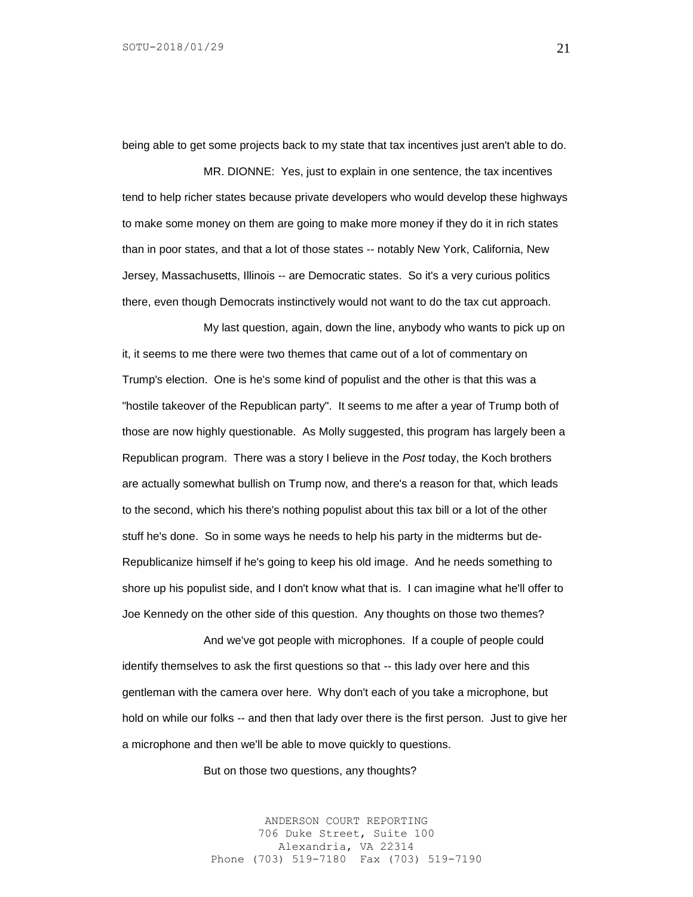being able to get some projects back to my state that tax incentives just aren't able to do.

MR. DIONNE: Yes, just to explain in one sentence, the tax incentives tend to help richer states because private developers who would develop these highways to make some money on them are going to make more money if they do it in rich states than in poor states, and that a lot of those states -- notably New York, California, New Jersey, Massachusetts, Illinois -- are Democratic states. So it's a very curious politics there, even though Democrats instinctively would not want to do the tax cut approach.

My last question, again, down the line, anybody who wants to pick up on it, it seems to me there were two themes that came out of a lot of commentary on Trump's election. One is he's some kind of populist and the other is that this was a "hostile takeover of the Republican party". It seems to me after a year of Trump both of those are now highly questionable. As Molly suggested, this program has largely been a Republican program. There was a story I believe in the *Post* today, the Koch brothers are actually somewhat bullish on Trump now, and there's a reason for that, which leads to the second, which his there's nothing populist about this tax bill or a lot of the other stuff he's done. So in some ways he needs to help his party in the midterms but de-Republicanize himself if he's going to keep his old image. And he needs something to shore up his populist side, and I don't know what that is. I can imagine what he'll offer to Joe Kennedy on the other side of this question. Any thoughts on those two themes?

And we've got people with microphones. If a couple of people could identify themselves to ask the first questions so that -- this lady over here and this gentleman with the camera over here. Why don't each of you take a microphone, but hold on while our folks -- and then that lady over there is the first person. Just to give her a microphone and then we'll be able to move quickly to questions.

But on those two questions, any thoughts?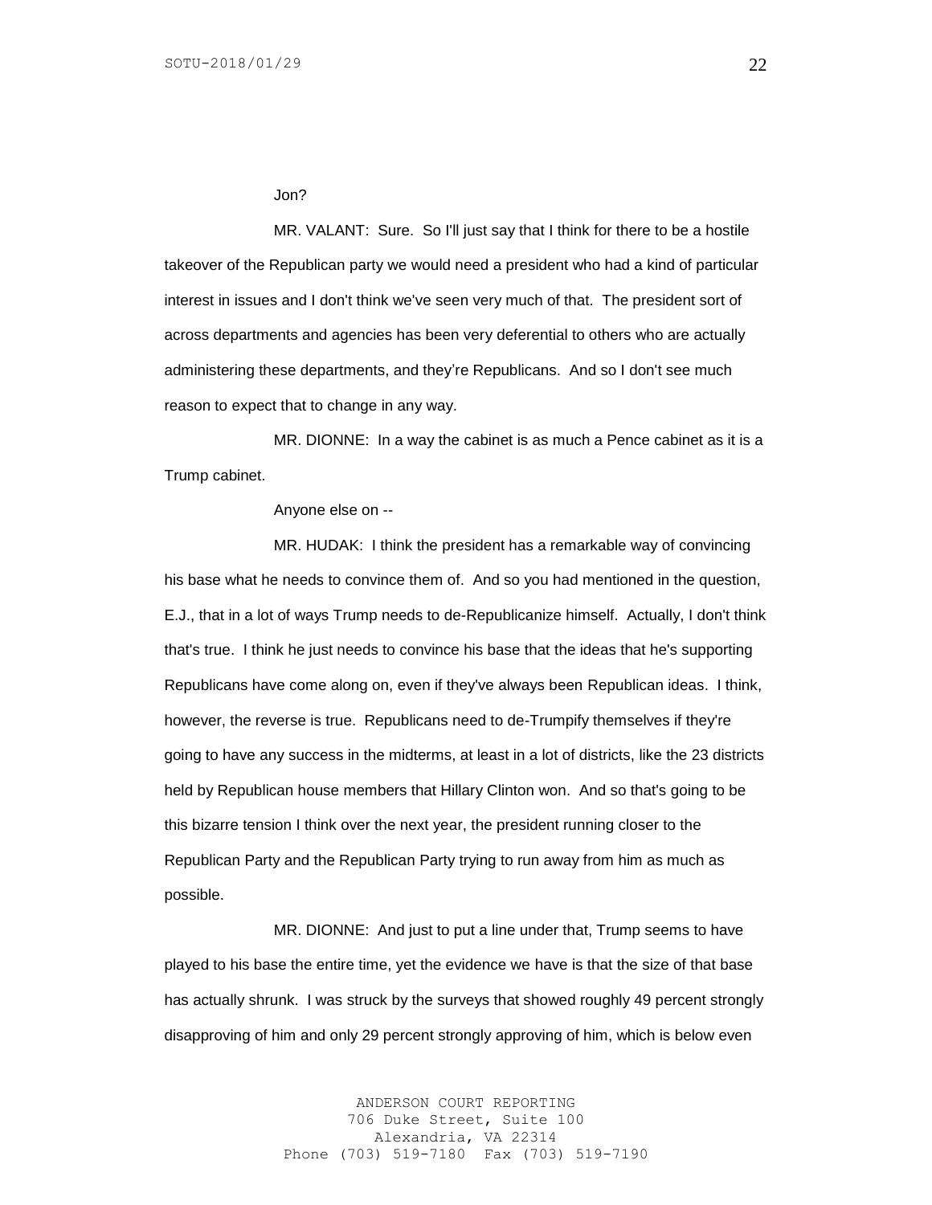Jon?

MR. VALANT: Sure. So I'll just say that I think for there to be a hostile takeover of the Republican party we would need a president who had a kind of particular interest in issues and I don't think we've seen very much of that. The president sort of across departments and agencies has been very deferential to others who are actually administering these departments, and they're Republicans. And so I don't see much reason to expect that to change in any way.

MR. DIONNE: In a way the cabinet is as much a Pence cabinet as it is a Trump cabinet.

Anyone else on --

MR. HUDAK: I think the president has a remarkable way of convincing his base what he needs to convince them of. And so you had mentioned in the question, E.J., that in a lot of ways Trump needs to de-Republicanize himself. Actually, I don't think that's true. I think he just needs to convince his base that the ideas that he's supporting Republicans have come along on, even if they've always been Republican ideas. I think, however, the reverse is true. Republicans need to de-Trumpify themselves if they're going to have any success in the midterms, at least in a lot of districts, like the 23 districts held by Republican house members that Hillary Clinton won. And so that's going to be this bizarre tension I think over the next year, the president running closer to the Republican Party and the Republican Party trying to run away from him as much as possible.

MR. DIONNE: And just to put a line under that, Trump seems to have played to his base the entire time, yet the evidence we have is that the size of that base has actually shrunk. I was struck by the surveys that showed roughly 49 percent strongly disapproving of him and only 29 percent strongly approving of him, which is below even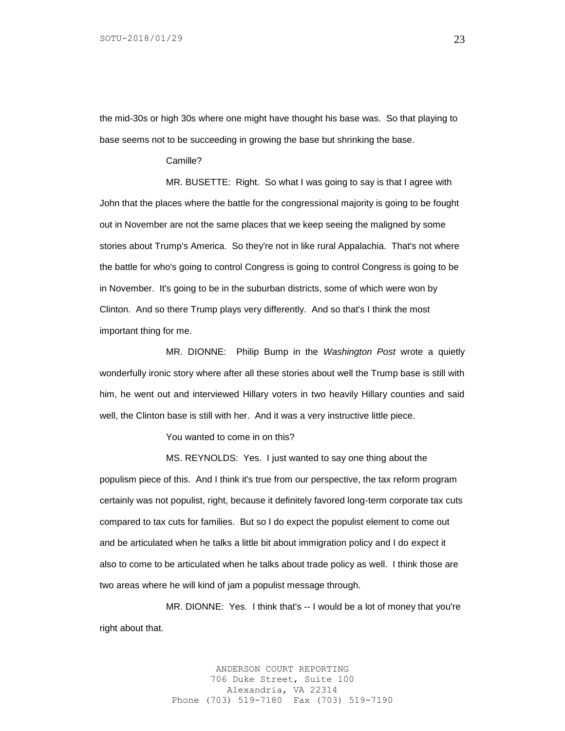the mid-30s or high 30s where one might have thought his base was. So that playing to base seems not to be succeeding in growing the base but shrinking the base.

Camille?

MR. BUSETTE: Right. So what I was going to say is that I agree with John that the places where the battle for the congressional majority is going to be fought out in November are not the same places that we keep seeing the maligned by some stories about Trump's America. So they're not in like rural Appalachia. That's not where the battle for who's going to control Congress is going to control Congress is going to be in November. It's going to be in the suburban districts, some of which were won by Clinton. And so there Trump plays very differently. And so that's I think the most important thing for me.

MR. DIONNE: Philip Bump in the *Washington Post* wrote a quietly wonderfully ironic story where after all these stories about well the Trump base is still with him, he went out and interviewed Hillary voters in two heavily Hillary counties and said well, the Clinton base is still with her. And it was a very instructive little piece.

You wanted to come in on this?

MS. REYNOLDS: Yes. I just wanted to say one thing about the populism piece of this. And I think it's true from our perspective, the tax reform program certainly was not populist, right, because it definitely favored long-term corporate tax cuts compared to tax cuts for families. But so I do expect the populist element to come out and be articulated when he talks a little bit about immigration policy and I do expect it also to come to be articulated when he talks about trade policy as well. I think those are two areas where he will kind of jam a populist message through.

MR. DIONNE: Yes. I think that's -- I would be a lot of money that you're right about that.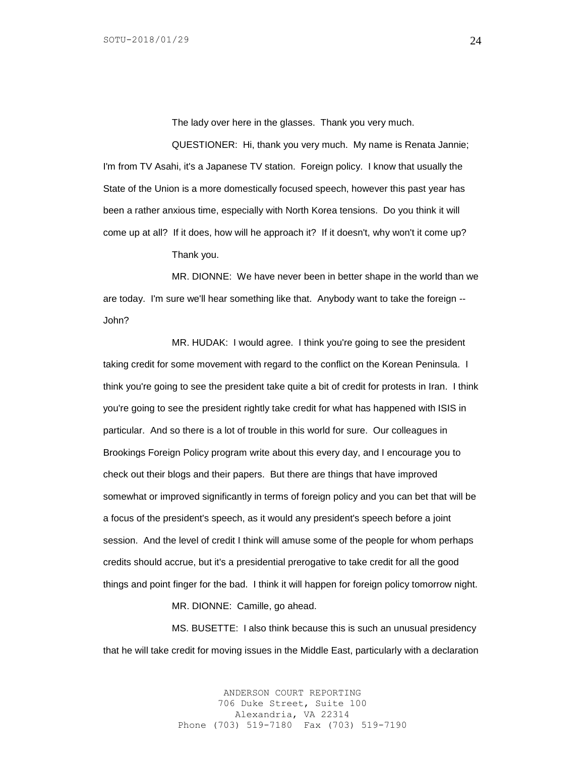The lady over here in the glasses. Thank you very much.

QUESTIONER: Hi, thank you very much. My name is Renata Jannie; I'm from TV Asahi, it's a Japanese TV station. Foreign policy. I know that usually the State of the Union is a more domestically focused speech, however this past year has been a rather anxious time, especially with North Korea tensions. Do you think it will come up at all? If it does, how will he approach it? If it doesn't, why won't it come up?

Thank you.

MR. DIONNE: We have never been in better shape in the world than we are today. I'm sure we'll hear something like that. Anybody want to take the foreign -- John?

MR. HUDAK: I would agree. I think you're going to see the president taking credit for some movement with regard to the conflict on the Korean Peninsula. I think you're going to see the president take quite a bit of credit for protests in Iran. I think you're going to see the president rightly take credit for what has happened with ISIS in particular. And so there is a lot of trouble in this world for sure. Our colleagues in Brookings Foreign Policy program write about this every day, and I encourage you to check out their blogs and their papers. But there are things that have improved somewhat or improved significantly in terms of foreign policy and you can bet that will be a focus of the president's speech, as it would any president's speech before a joint session. And the level of credit I think will amuse some of the people for whom perhaps credits should accrue, but it's a presidential prerogative to take credit for all the good things and point finger for the bad. I think it will happen for foreign policy tomorrow night.

MR. DIONNE: Camille, go ahead.

MS. BUSETTE: I also think because this is such an unusual presidency that he will take credit for moving issues in the Middle East, particularly with a declaration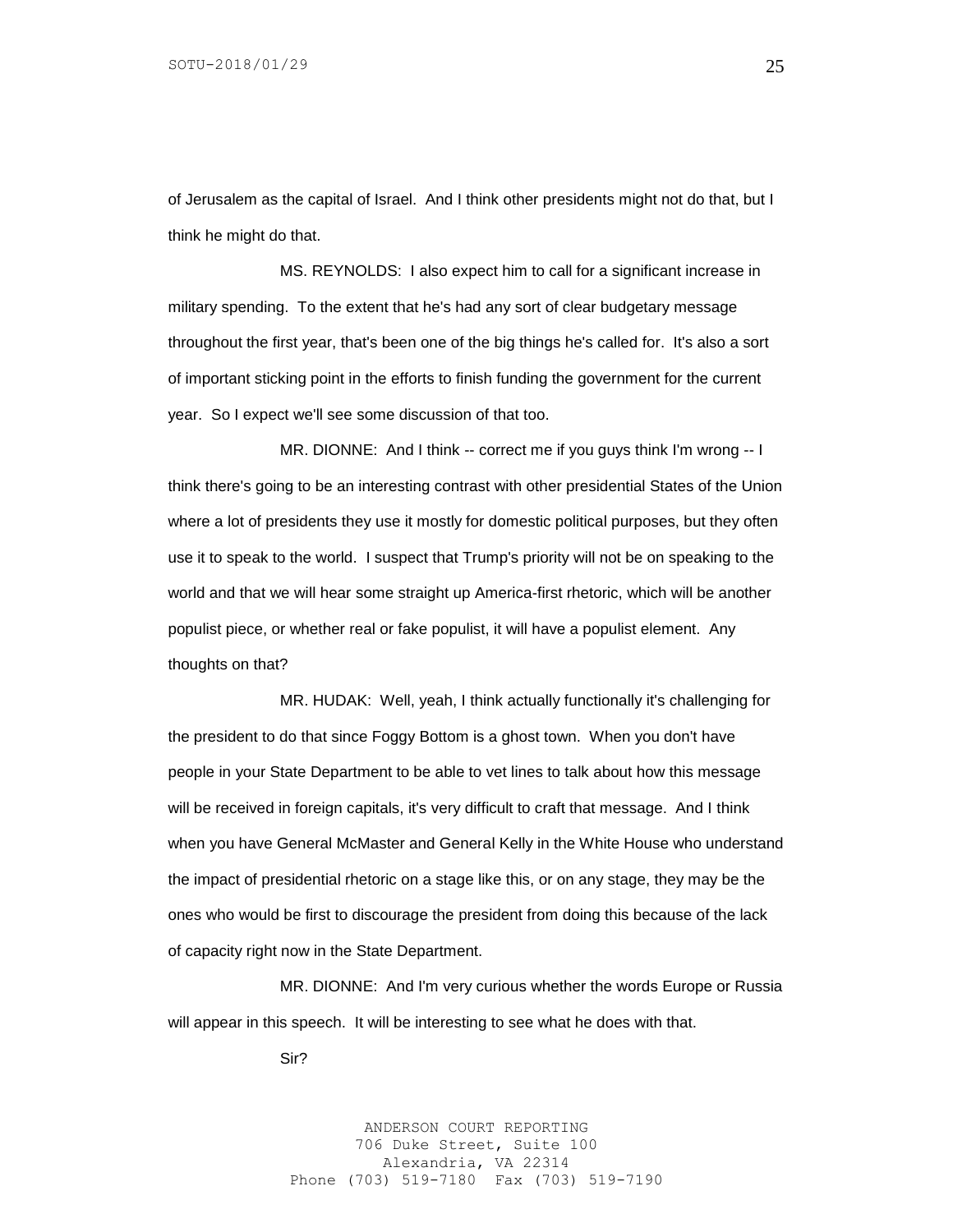of Jerusalem as the capital of Israel. And I think other presidents might not do that, but I think he might do that.

MS. REYNOLDS: I also expect him to call for a significant increase in military spending. To the extent that he's had any sort of clear budgetary message throughout the first year, that's been one of the big things he's called for. It's also a sort of important sticking point in the efforts to finish funding the government for the current year. So I expect we'll see some discussion of that too.

MR. DIONNE: And I think -- correct me if you guys think I'm wrong -- I think there's going to be an interesting contrast with other presidential States of the Union where a lot of presidents they use it mostly for domestic political purposes, but they often use it to speak to the world. I suspect that Trump's priority will not be on speaking to the world and that we will hear some straight up America-first rhetoric, which will be another populist piece, or whether real or fake populist, it will have a populist element. Any thoughts on that?

MR. HUDAK: Well, yeah, I think actually functionally it's challenging for the president to do that since Foggy Bottom is a ghost town. When you don't have people in your State Department to be able to vet lines to talk about how this message will be received in foreign capitals, it's very difficult to craft that message. And I think when you have General McMaster and General Kelly in the White House who understand the impact of presidential rhetoric on a stage like this, or on any stage, they may be the ones who would be first to discourage the president from doing this because of the lack of capacity right now in the State Department.

MR. DIONNE: And I'm very curious whether the words Europe or Russia will appear in this speech. It will be interesting to see what he does with that.

Sir?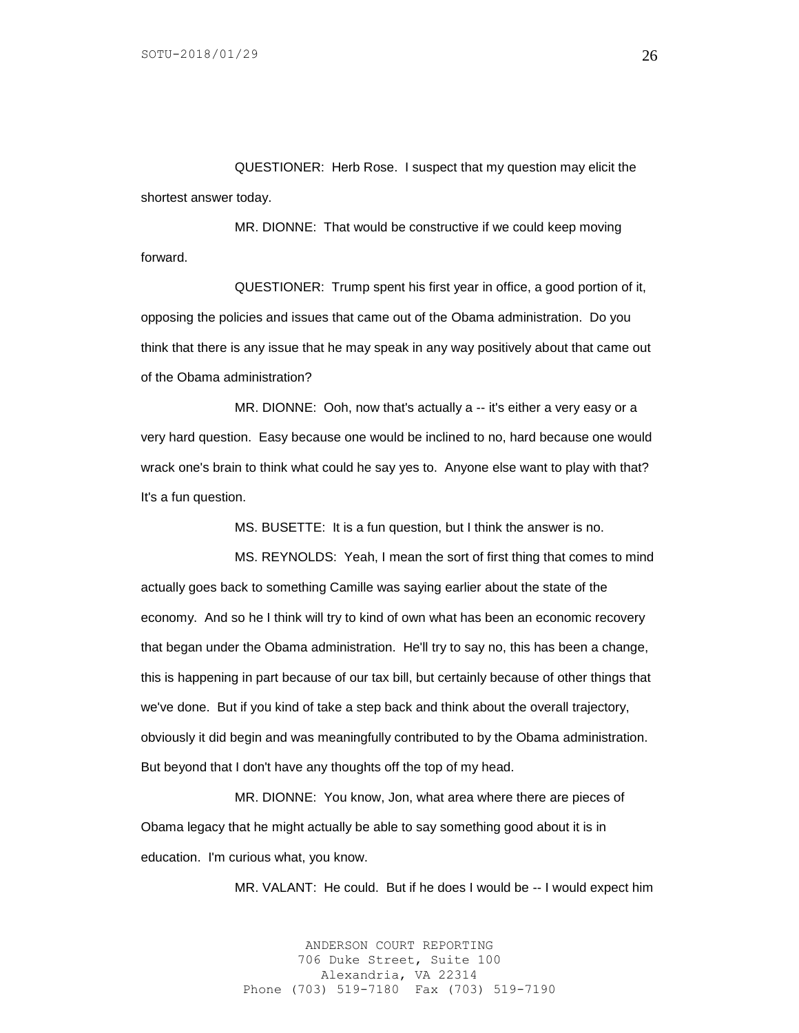QUESTIONER: Herb Rose. I suspect that my question may elicit the shortest answer today.

MR. DIONNE: That would be constructive if we could keep moving forward.

QUESTIONER: Trump spent his first year in office, a good portion of it, opposing the policies and issues that came out of the Obama administration. Do you think that there is any issue that he may speak in any way positively about that came out of the Obama administration?

MR. DIONNE: Ooh, now that's actually a -- it's either a very easy or a very hard question. Easy because one would be inclined to no, hard because one would wrack one's brain to think what could he say yes to. Anyone else want to play with that? It's a fun question.

MS. BUSETTE: It is a fun question, but I think the answer is no.

MS. REYNOLDS: Yeah, I mean the sort of first thing that comes to mind actually goes back to something Camille was saying earlier about the state of the economy. And so he I think will try to kind of own what has been an economic recovery that began under the Obama administration. He'll try to say no, this has been a change, this is happening in part because of our tax bill, but certainly because of other things that we've done. But if you kind of take a step back and think about the overall trajectory, obviously it did begin and was meaningfully contributed to by the Obama administration. But beyond that I don't have any thoughts off the top of my head.

MR. DIONNE: You know, Jon, what area where there are pieces of Obama legacy that he might actually be able to say something good about it is in education. I'm curious what, you know.

MR. VALANT: He could. But if he does I would be -- I would expect him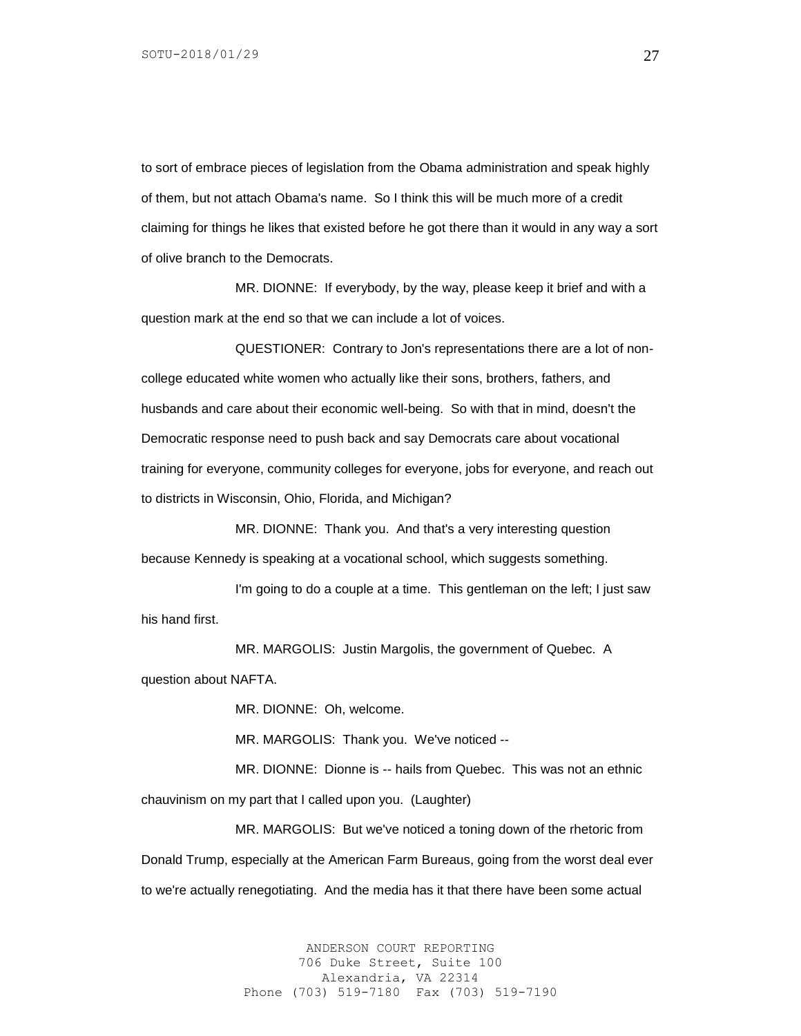to sort of embrace pieces of legislation from the Obama administration and speak highly of them, but not attach Obama's name. So I think this will be much more of a credit claiming for things he likes that existed before he got there than it would in any way a sort of olive branch to the Democrats.

MR. DIONNE: If everybody, by the way, please keep it brief and with a question mark at the end so that we can include a lot of voices.

QUESTIONER: Contrary to Jon's representations there are a lot of non-college educated white women who actually like their sons, brothers, fathers, and husbands and care about their economic well-being. So with that in mind, doesn't the Democratic response need to push back and say Democrats care about vocational training for everyone, community colleges for everyone, jobs for everyone, and reach out to districts in Wisconsin, Ohio, Florida, and Michigan?

MR. DIONNE: Thank you. And that's a very interesting question because Kennedy is speaking at a vocational school, which suggests something.

I'm going to do a couple at a time. This gentleman on the left; I just saw his hand first.

MR. MARGOLIS: Justin Margolis, the government of Quebec. A question about NAFTA.

MR. DIONNE: Oh, welcome.

MR. MARGOLIS: Thank you. We've noticed --

MR. DIONNE: Dionne is -- hails from Quebec. This was not an ethnic chauvinism on my part that I called upon you. (Laughter)

MR. MARGOLIS: But we've noticed a toning down of the rhetoric from Donald Trump, especially at the American Farm Bureaus, going from the worst deal ever to we're actually renegotiating. And the media has it that there have been some actual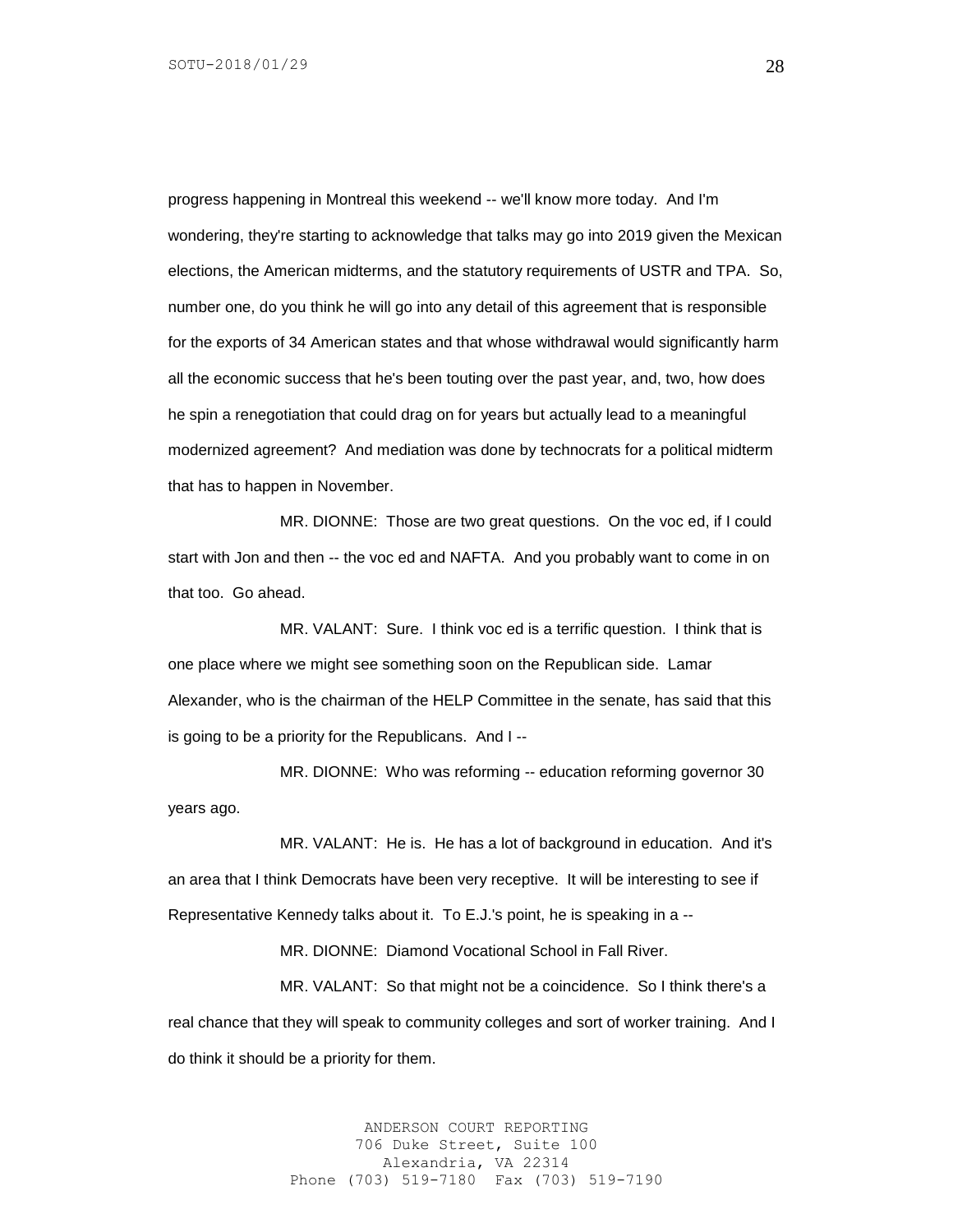progress happening in Montreal this weekend -- we'll know more today. And I'm wondering, they're starting to acknowledge that talks may go into 2019 given the Mexican elections, the American midterms, and the statutory requirements of USTR and TPA. So, number one, do you think he will go into any detail of this agreement that is responsible for the exports of 34 American states and that whose withdrawal would significantly harm all the economic success that he's been touting over the past year, and, two, how does he spin a renegotiation that could drag on for years but actually lead to a meaningful modernized agreement? And mediation was done by technocrats for a political midterm that has to happen in November.

MR. DIONNE: Those are two great questions. On the voc ed, if I could start with Jon and then -- the voc ed and NAFTA. And you probably want to come in on that too. Go ahead.

MR. VALANT: Sure. I think voc ed is a terrific question. I think that is one place where we might see something soon on the Republican side. Lamar Alexander, who is the chairman of the HELP Committee in the senate, has said that this is going to be a priority for the Republicans. And I --

MR. DIONNE: Who was reforming -- education reforming governor 30 years ago.

MR. VALANT: He is. He has a lot of background in education. And it's an area that I think Democrats have been very receptive. It will be interesting to see if Representative Kennedy talks about it. To E.J.'s point, he is speaking in a --

MR. DIONNE: Diamond Vocational School in Fall River.

MR. VALANT: So that might not be a coincidence. So I think there's a real chance that they will speak to community colleges and sort of worker training. And I do think it should be a priority for them.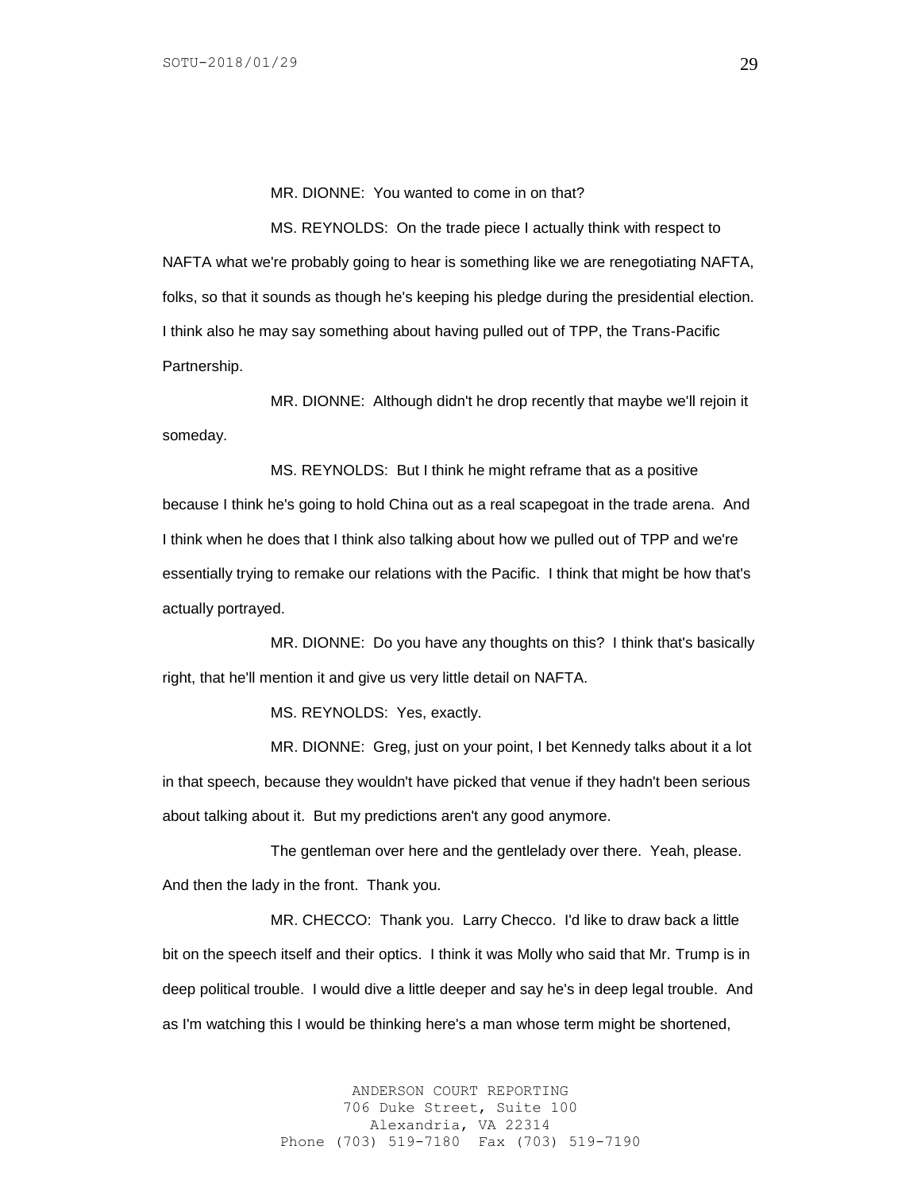MR. DIONNE: You wanted to come in on that?

MS. REYNOLDS: On the trade piece I actually think with respect to NAFTA what we're probably going to hear is something like we are renegotiating NAFTA, folks, so that it sounds as though he's keeping his pledge during the presidential election. I think also he may say something about having pulled out of TPP, the Trans-Pacific Partnership.

MR. DIONNE: Although didn't he drop recently that maybe we'll rejoin it someday.

MS. REYNOLDS: But I think he might reframe that as a positive because I think he's going to hold China out as a real scapegoat in the trade arena. And I think when he does that I think also talking about how we pulled out of TPP and we're essentially trying to remake our relations with the Pacific. I think that might be how that's actually portrayed.

MR. DIONNE: Do you have any thoughts on this? I think that's basically right, that he'll mention it and give us very little detail on NAFTA.

MS. REYNOLDS: Yes, exactly.

MR. DIONNE: Greg, just on your point, I bet Kennedy talks about it a lot in that speech, because they wouldn't have picked that venue if they hadn't been serious about talking about it. But my predictions aren't any good anymore.

The gentleman over here and the gentlelady over there. Yeah, please. And then the lady in the front. Thank you.

MR. CHECCO: Thank you. Larry Checco. I'd like to draw back a little bit on the speech itself and their optics. I think it was Molly who said that Mr. Trump is in deep political trouble. I would dive a little deeper and say he's in deep legal trouble. And as I'm watching this I would be thinking here's a man whose term might be shortened,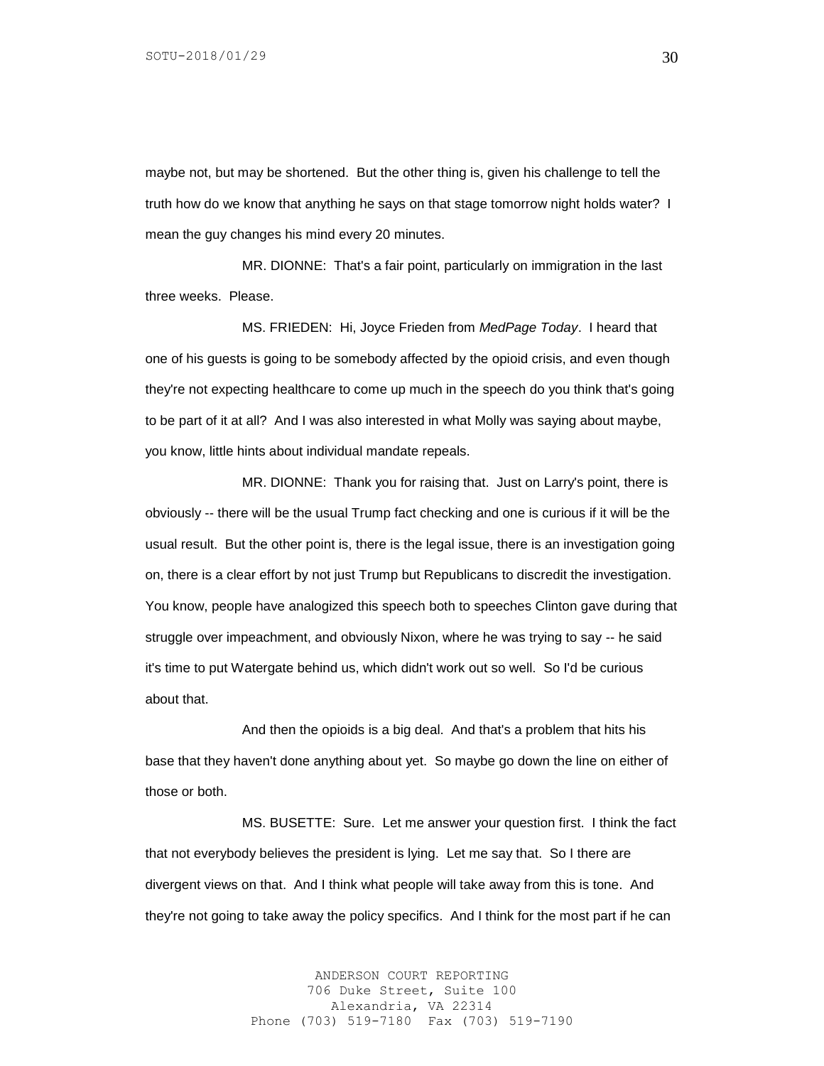maybe not, but may be shortened. But the other thing is, given his challenge to tell the truth how do we know that anything he says on that stage tomorrow night holds water? I mean the guy changes his mind every 20 minutes.

MR. DIONNE: That's a fair point, particularly on immigration in the last three weeks. Please.

MS. FRIEDEN: Hi, Joyce Frieden from *MedPage Today*. I heard that one of his guests is going to be somebody affected by the opioid crisis, and even though they're not expecting healthcare to come up much in the speech do you think that's going to be part of it at all? And I was also interested in what Molly was saying about maybe, you know, little hints about individual mandate repeals.

MR. DIONNE: Thank you for raising that. Just on Larry's point, there is obviously -- there will be the usual Trump fact checking and one is curious if it will be the usual result. But the other point is, there is the legal issue, there is an investigation going on, there is a clear effort by not just Trump but Republicans to discredit the investigation. You know, people have analogized this speech both to speeches Clinton gave during that struggle over impeachment, and obviously Nixon, where he was trying to say -- he said it's time to put Watergate behind us, which didn't work out so well. So I'd be curious about that.

And then the opioids is a big deal. And that's a problem that hits his base that they haven't done anything about yet. So maybe go down the line on either of those or both.

MS. BUSETTE: Sure. Let me answer your question first. I think the fact that not everybody believes the president is lying. Let me say that. So I there are divergent views on that. And I think what people will take away from this is tone. And they're not going to take away the policy specifics. And I think for the most part if he can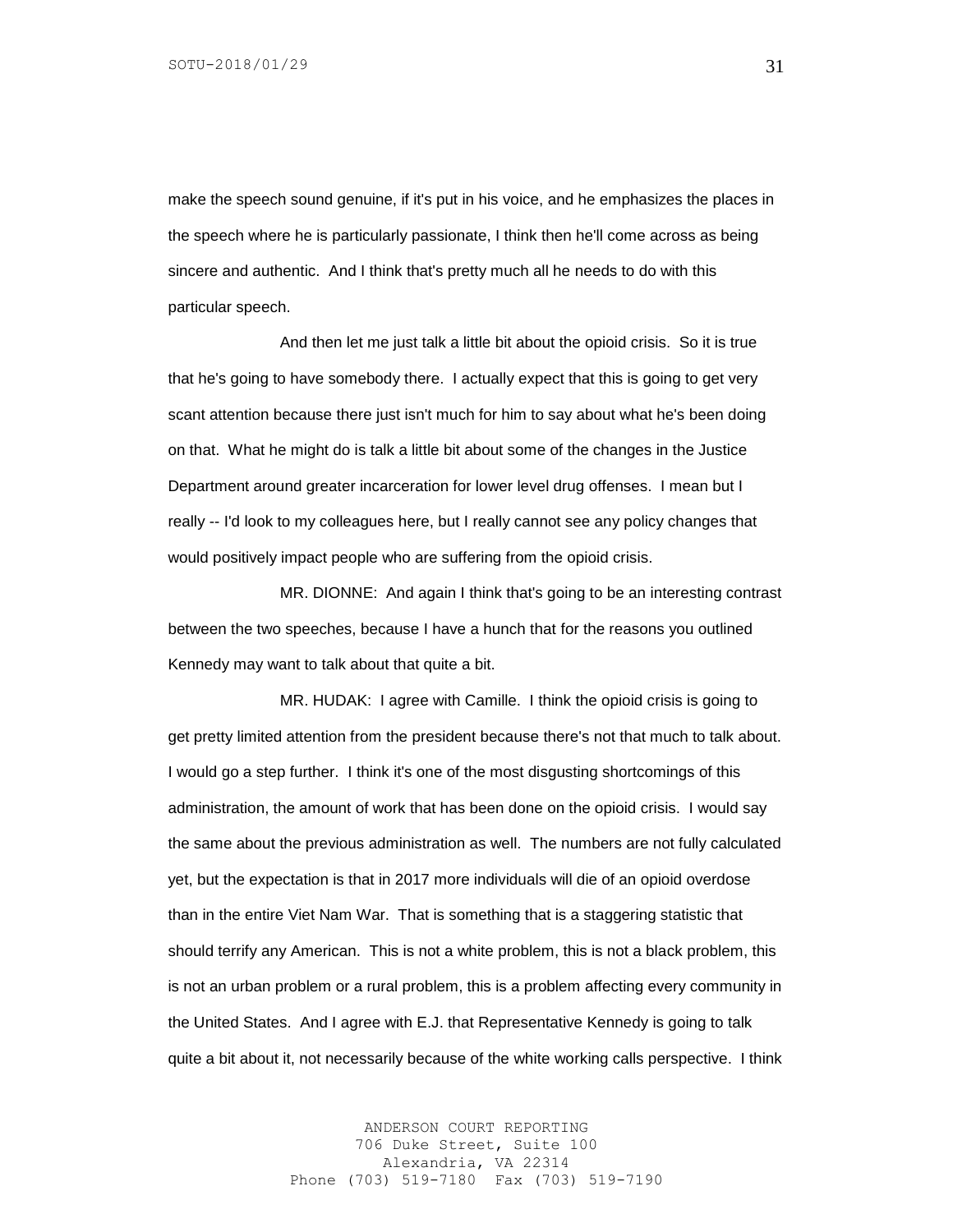make the speech sound genuine, if it's put in his voice, and he emphasizes the places in the speech where he is particularly passionate, I think then he'll come across as being sincere and authentic. And I think that's pretty much all he needs to do with this particular speech.

And then let me just talk a little bit about the opioid crisis. So it is true that he's going to have somebody there. I actually expect that this is going to get very scant attention because there just isn't much for him to say about what he's been doing on that. What he might do is talk a little bit about some of the changes in the Justice Department around greater incarceration for lower level drug offenses. I mean but I really -- I'd look to my colleagues here, but I really cannot see any policy changes that would positively impact people who are suffering from the opioid crisis.

MR. DIONNE: And again I think that's going to be an interesting contrast between the two speeches, because I have a hunch that for the reasons you outlined Kennedy may want to talk about that quite a bit.

MR. HUDAK: I agree with Camille. I think the opioid crisis is going to get pretty limited attention from the president because there's not that much to talk about. I would go a step further. I think it's one of the most disgusting shortcomings of this administration, the amount of work that has been done on the opioid crisis. I would say the same about the previous administration as well. The numbers are not fully calculated yet, but the expectation is that in 2017 more individuals will die of an opioid overdose than in the entire Viet Nam War. That is something that is a staggering statistic that should terrify any American. This is not a white problem, this is not a black problem, this is not an urban problem or a rural problem, this is a problem affecting every community in the United States. And I agree with E.J. that Representative Kennedy is going to talk quite a bit about it, not necessarily because of the white working calls perspective. I think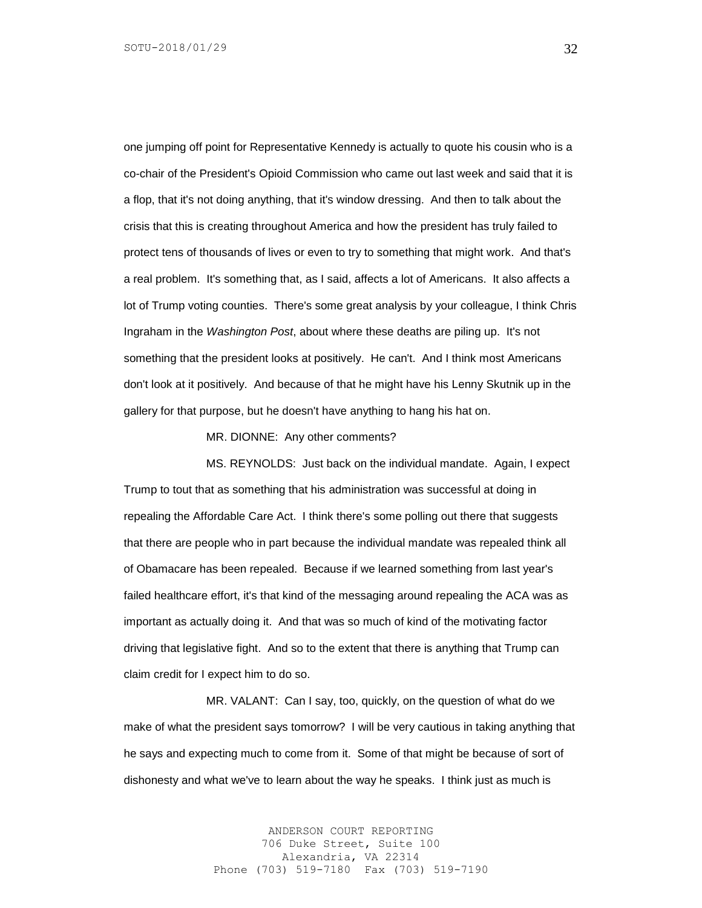one jumping off point for Representative Kennedy is actually to quote his cousin who is a co-chair of the President's Opioid Commission who came out last week and said that it is a flop, that it's not doing anything, that it's window dressing. And then to talk about the crisis that this is creating throughout America and how the president has truly failed to protect tens of thousands of lives or even to try to something that might work. And that's a real problem. It's something that, as I said, affects a lot of Americans. It also affects a lot of Trump voting counties. There's some great analysis by your colleague, I think Chris Ingraham in the *Washington Post*, about where these deaths are piling up. It's not something that the president looks at positively. He can't. And I think most Americans don't look at it positively. And because of that he might have his Lenny Skutnik up in the gallery for that purpose, but he doesn't have anything to hang his hat on.

MR. DIONNE: Any other comments?

MS. REYNOLDS: Just back on the individual mandate. Again, I expect Trump to tout that as something that his administration was successful at doing in repealing the Affordable Care Act. I think there's some polling out there that suggests that there are people who in part because the individual mandate was repealed think all of Obamacare has been repealed. Because if we learned something from last year's failed healthcare effort, it's that kind of the messaging around repealing the ACA was as important as actually doing it. And that was so much of kind of the motivating factor driving that legislative fight. And so to the extent that there is anything that Trump can claim credit for I expect him to do so.

MR. VALANT: Can I say, too, quickly, on the question of what do we make of what the president says tomorrow? I will be very cautious in taking anything that he says and expecting much to come from it. Some of that might be because of sort of dishonesty and what we've to learn about the way he speaks. I think just as much is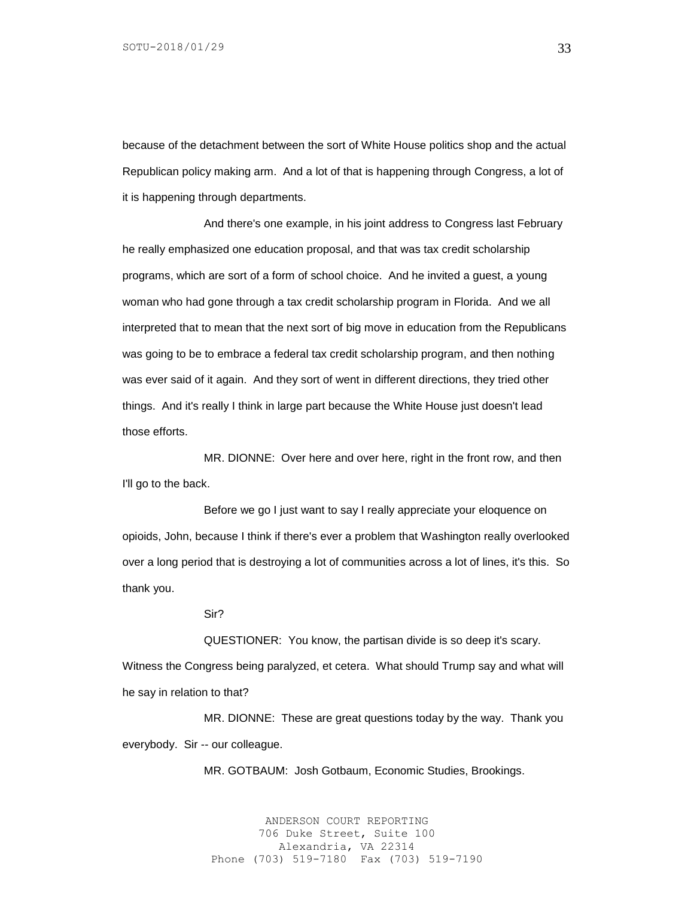because of the detachment between the sort of White House politics shop and the actual Republican policy making arm. And a lot of that is happening through Congress, a lot of it is happening through departments.

And there's one example, in his joint address to Congress last February he really emphasized one education proposal, and that was tax credit scholarship programs, which are sort of a form of school choice. And he invited a guest, a young woman who had gone through a tax credit scholarship program in Florida. And we all interpreted that to mean that the next sort of big move in education from the Republicans was going to be to embrace a federal tax credit scholarship program, and then nothing was ever said of it again. And they sort of went in different directions, they tried other things. And it's really I think in large part because the White House just doesn't lead those efforts.

MR. DIONNE: Over here and over here, right in the front row, and then I'll go to the back.

Before we go I just want to say I really appreciate your eloquence on opioids, John, because I think if there's ever a problem that Washington really overlooked over a long period that is destroying a lot of communities across a lot of lines, it's this. So thank you.

Sir?

QUESTIONER: You know, the partisan divide is so deep it's scary. Witness the Congress being paralyzed, et cetera. What should Trump say and what will he say in relation to that?

MR. DIONNE: These are great questions today by the way. Thank you everybody. Sir -- our colleague.

MR. GOTBAUM: Josh Gotbaum, Economic Studies, Brookings.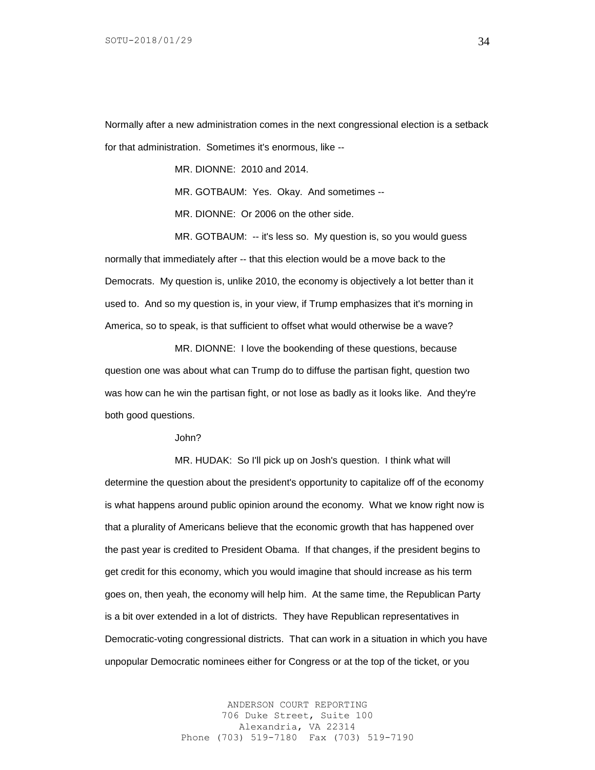Normally after a new administration comes in the next congressional election is a setback for that administration. Sometimes it's enormous, like --

MR. DIONNE: 2010 and 2014.

MR. GOTBAUM: Yes. Okay. And sometimes --

MR. DIONNE: Or 2006 on the other side.

MR. GOTBAUM: -- it's less so. My question is, so you would guess normally that immediately after -- that this election would be a move back to the Democrats. My question is, unlike 2010, the economy is objectively a lot better than it used to. And so my question is, in your view, if Trump emphasizes that it's morning in America, so to speak, is that sufficient to offset what would otherwise be a wave?

MR. DIONNE: I love the bookending of these questions, because question one was about what can Trump do to diffuse the partisan fight, question two was how can he win the partisan fight, or not lose as badly as it looks like. And they're both good questions.

John?

MR. HUDAK: So I'll pick up on Josh's question. I think what will determine the question about the president's opportunity to capitalize off of the economy is what happens around public opinion around the economy. What we know right now is that a plurality of Americans believe that the economic growth that has happened over the past year is credited to President Obama. If that changes, if the president begins to get credit for this economy, which you would imagine that should increase as his term goes on, then yeah, the economy will help him. At the same time, the Republican Party is a bit over extended in a lot of districts. They have Republican representatives in Democratic-voting congressional districts. That can work in a situation in which you have unpopular Democratic nominees either for Congress or at the top of the ticket, or you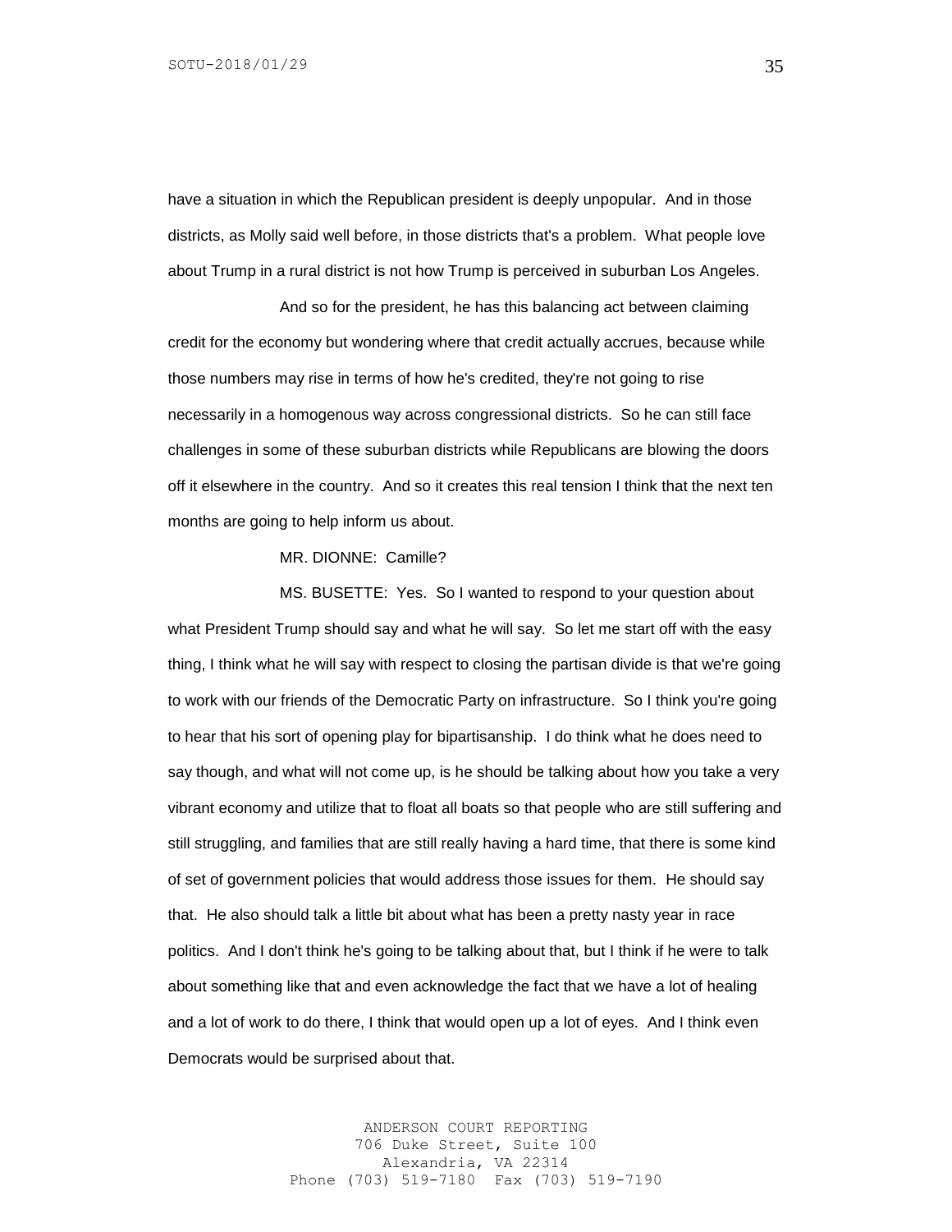have a situation in which the Republican president is deeply unpopular. And in those districts, as Molly said well before, in those districts that's a problem. What people love about Trump in a rural district is not how Trump is perceived in suburban Los Angeles.

And so for the president, he has this balancing act between claiming credit for the economy but wondering where that credit actually accrues, because while those numbers may rise in terms of how he's credited, they're not going to rise necessarily in a homogenous way across congressional districts. So he can still face challenges in some of these suburban districts while Republicans are blowing the doors off it elsewhere in the country. And so it creates this real tension I think that the next ten months are going to help inform us about.

MR. DIONNE: Camille?

MS. BUSETTE: Yes. So I wanted to respond to your question about what President Trump should say and what he will say. So let me start off with the easy thing, I think what he will say with respect to closing the partisan divide is that we're going to work with our friends of the Democratic Party on infrastructure. So I think you're going to hear that his sort of opening play for bipartisanship. I do think what he does need to say though, and what will not come up, is he should be talking about how you take a very vibrant economy and utilize that to float all boats so that people who are still suffering and still struggling, and families that are still really having a hard time, that there is some kind of set of government policies that would address those issues for them. He should say that. He also should talk a little bit about what has been a pretty nasty year in race politics. And I don't think he's going to be talking about that, but I think if he were to talk about something like that and even acknowledge the fact that we have a lot of healing and a lot of work to do there, I think that would open up a lot of eyes. And I think even Democrats would be surprised about that.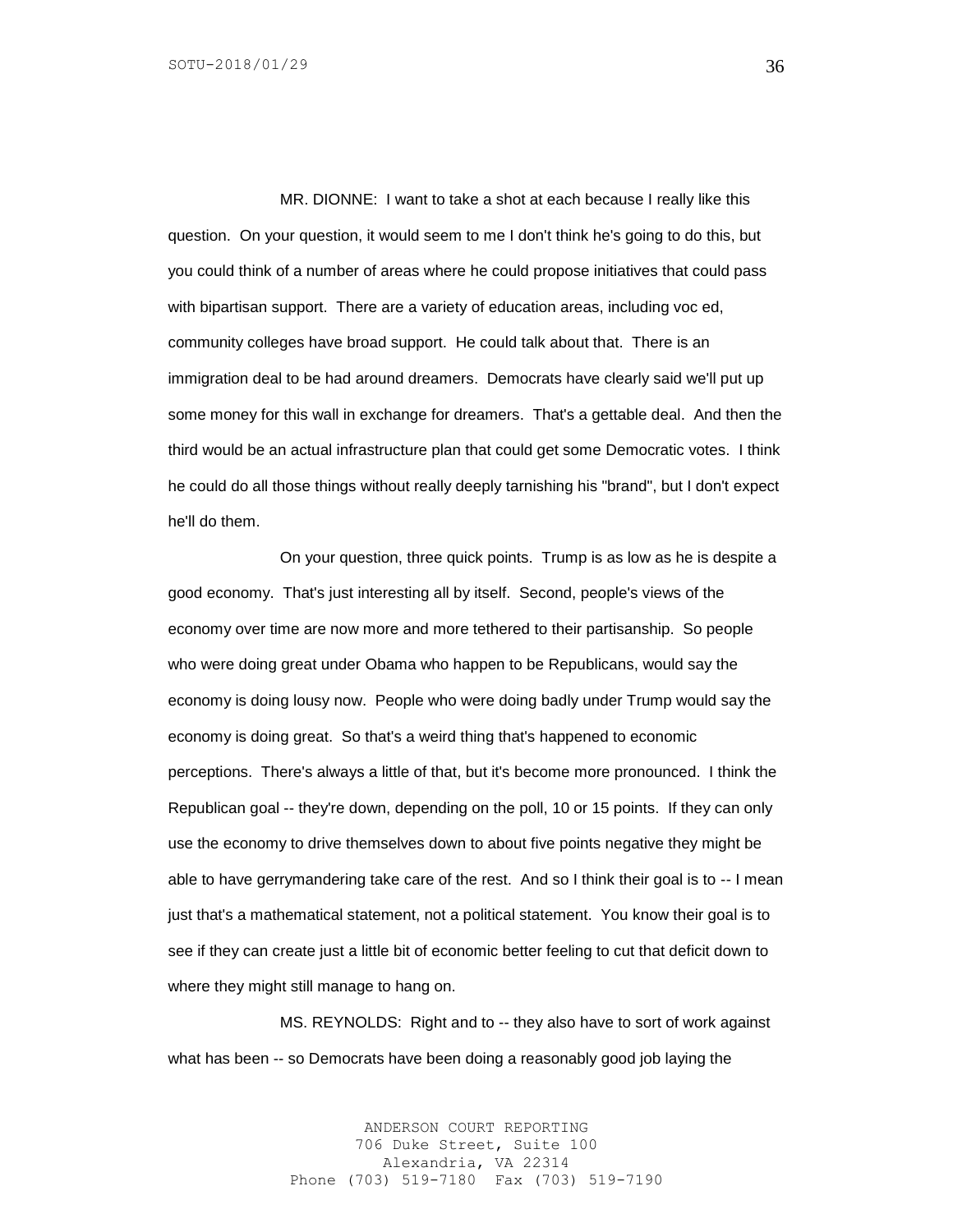MR. DIONNE: I want to take a shot at each because I really like this question. On your question, it would seem to me I don't think he's going to do this, but you could think of a number of areas where he could propose initiatives that could pass with bipartisan support. There are a variety of education areas, including voc ed, community colleges have broad support. He could talk about that. There is an immigration deal to be had around dreamers. Democrats have clearly said we'll put up some money for this wall in exchange for dreamers. That's a gettable deal. And then the third would be an actual infrastructure plan that could get some Democratic votes. I think he could do all those things without really deeply tarnishing his "brand", but I don't expect he'll do them.

On your question, three quick points. Trump is as low as he is despite a good economy. That's just interesting all by itself. Second, people's views of the economy over time are now more and more tethered to their partisanship. So people who were doing great under Obama who happen to be Republicans, would say the economy is doing lousy now. People who were doing badly under Trump would say the economy is doing great. So that's a weird thing that's happened to economic perceptions. There's always a little of that, but it's become more pronounced. I think the Republican goal -- they're down, depending on the poll, 10 or 15 points. If they can only use the economy to drive themselves down to about five points negative they might be able to have gerrymandering take care of the rest. And so I think their goal is to -- I mean just that's a mathematical statement, not a political statement. You know their goal is to see if they can create just a little bit of economic better feeling to cut that deficit down to where they might still manage to hang on.

MS. REYNOLDS: Right and to -- they also have to sort of work against what has been -- so Democrats have been doing a reasonably good job laying the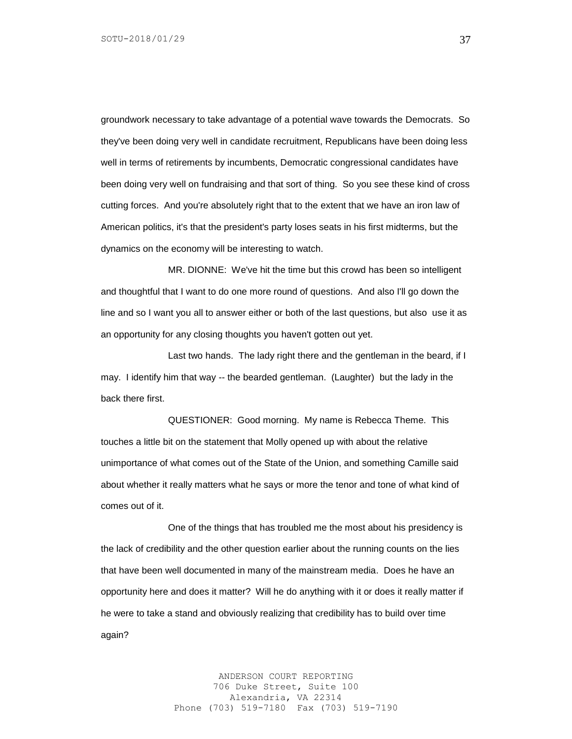groundwork necessary to take advantage of a potential wave towards the Democrats. So they've been doing very well in candidate recruitment, Republicans have been doing less well in terms of retirements by incumbents, Democratic congressional candidates have been doing very well on fundraising and that sort of thing. So you see these kind of cross cutting forces. And you're absolutely right that to the extent that we have an iron law of American politics, it's that the president's party loses seats in his first midterms, but the dynamics on the economy will be interesting to watch.

MR. DIONNE: We've hit the time but this crowd has been so intelligent and thoughtful that I want to do one more round of questions. And also I'll go down the line and so I want you all to answer either or both of the last questions, but also use it as an opportunity for any closing thoughts you haven't gotten out yet.

Last two hands. The lady right there and the gentleman in the beard, if I may. I identify him that way -- the bearded gentleman. (Laughter) but the lady in the back there first.

QUESTIONER: Good morning. My name is Rebecca Theme. This touches a little bit on the statement that Molly opened up with about the relative unimportance of what comes out of the State of the Union, and something Camille said about whether it really matters what he says or more the tenor and tone of what kind of comes out of it.

One of the things that has troubled me the most about his presidency is the lack of credibility and the other question earlier about the running counts on the lies that have been well documented in many of the mainstream media. Does he have an opportunity here and does it matter? Will he do anything with it or does it really matter if he were to take a stand and obviously realizing that credibility has to build over time again?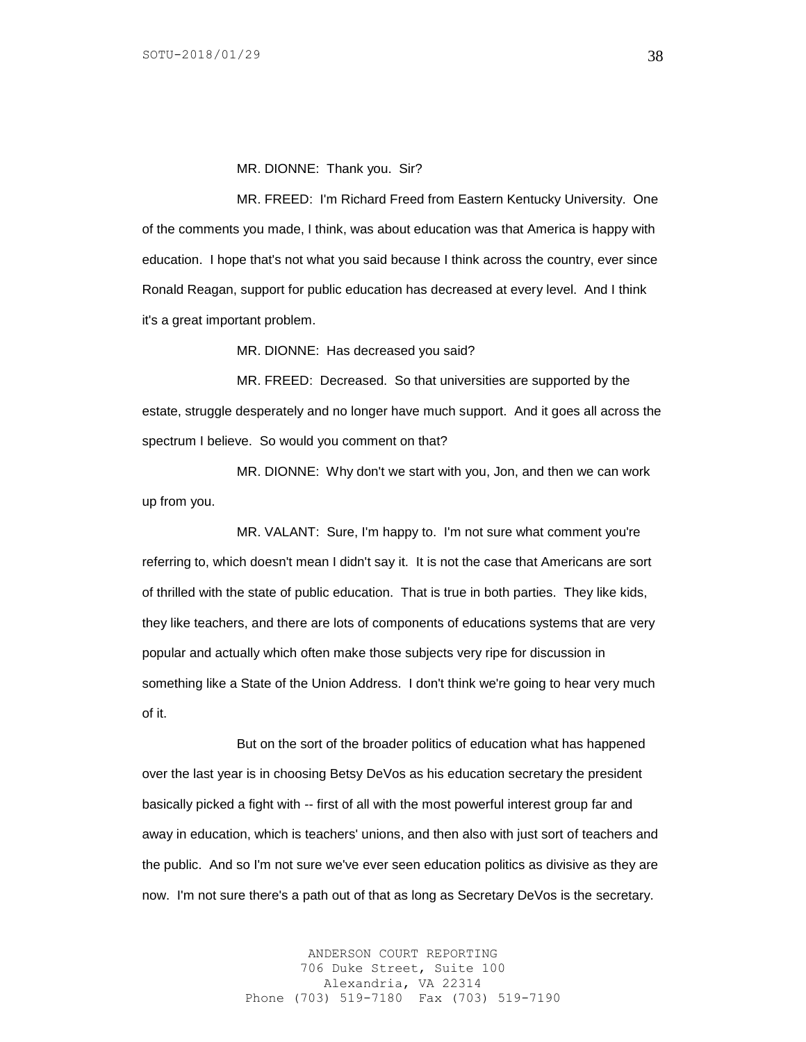MR. DIONNE: Thank you. Sir?

MR. FREED: I'm Richard Freed from Eastern Kentucky University. One of the comments you made, I think, was about education was that America is happy with education. I hope that's not what you said because I think across the country, ever since Ronald Reagan, support for public education has decreased at every level. And I think it's a great important problem.

MR. DIONNE: Has decreased you said?

MR. FREED: Decreased. So that universities are supported by the estate, struggle desperately and no longer have much support. And it goes all across the spectrum I believe. So would you comment on that?

MR. DIONNE: Why don't we start with you, Jon, and then we can work up from you.

MR. VALANT: Sure, I'm happy to. I'm not sure what comment you're referring to, which doesn't mean I didn't say it. It is not the case that Americans are sort of thrilled with the state of public education. That is true in both parties. They like kids, they like teachers, and there are lots of components of educations systems that are very popular and actually which often make those subjects very ripe for discussion in something like a State of the Union Address. I don't think we're going to hear very much of it.

But on the sort of the broader politics of education what has happened over the last year is in choosing Betsy DeVos as his education secretary the president basically picked a fight with -- first of all with the most powerful interest group far and away in education, which is teachers' unions, and then also with just sort of teachers and the public. And so I'm not sure we've ever seen education politics as divisive as they are now. I'm not sure there's a path out of that as long as Secretary DeVos is the secretary.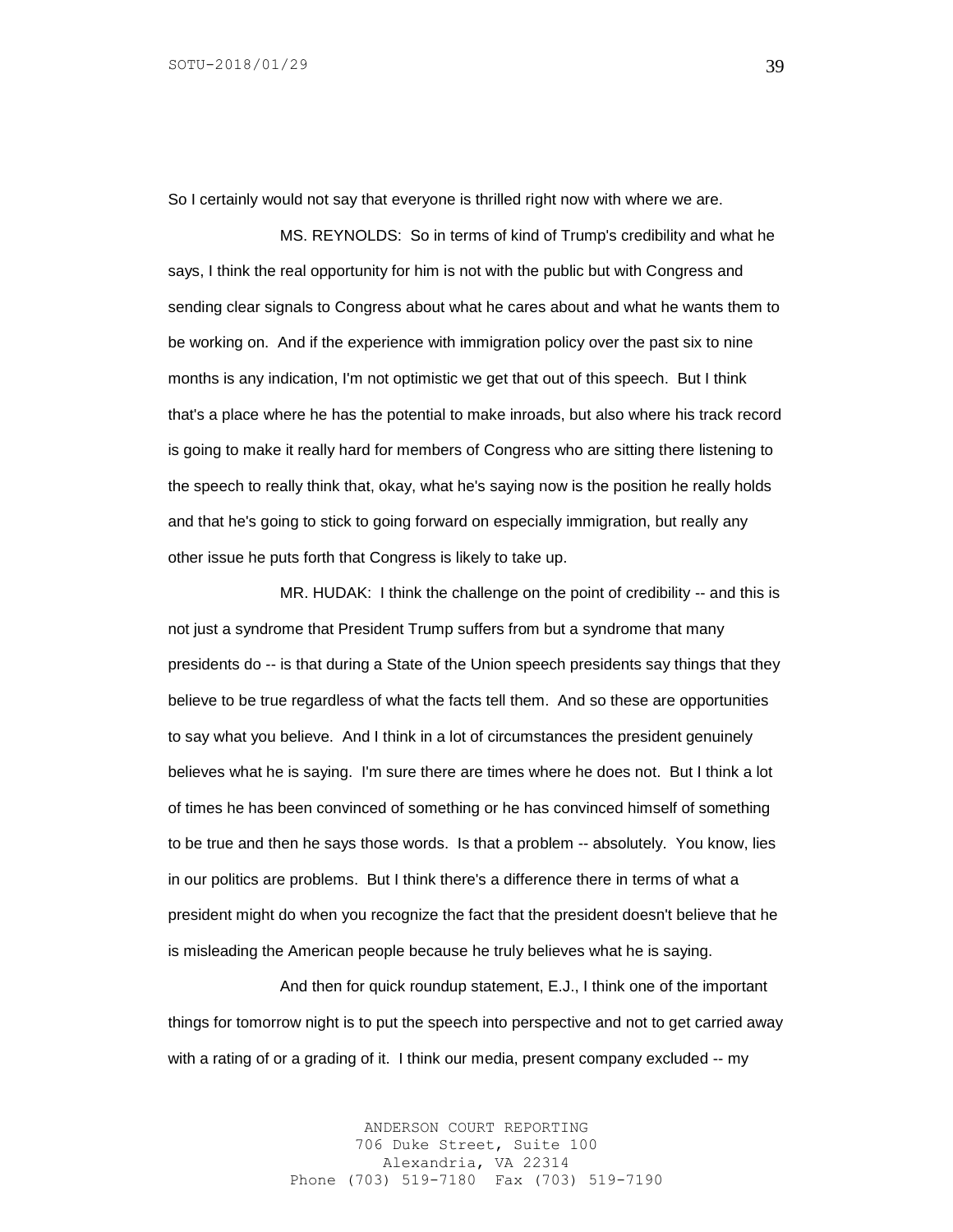So I certainly would not say that everyone is thrilled right now with where we are.

MS. REYNOLDS: So in terms of kind of Trump's credibility and what he says, I think the real opportunity for him is not with the public but with Congress and sending clear signals to Congress about what he cares about and what he wants them to be working on. And if the experience with immigration policy over the past six to nine months is any indication, I'm not optimistic we get that out of this speech. But I think that's a place where he has the potential to make inroads, but also where his track record is going to make it really hard for members of Congress who are sitting there listening to the speech to really think that, okay, what he's saying now is the position he really holds and that he's going to stick to going forward on especially immigration, but really any other issue he puts forth that Congress is likely to take up.

MR. HUDAK: I think the challenge on the point of credibility -- and this is not just a syndrome that President Trump suffers from but a syndrome that many presidents do -- is that during a State of the Union speech presidents say things that they believe to be true regardless of what the facts tell them. And so these are opportunities to say what you believe. And I think in a lot of circumstances the president genuinely believes what he is saying. I'm sure there are times where he does not. But I think a lot of times he has been convinced of something or he has convinced himself of something to be true and then he says those words. Is that a problem -- absolutely. You know, lies in our politics are problems. But I think there's a difference there in terms of what a president might do when you recognize the fact that the president doesn't believe that he is misleading the American people because he truly believes what he is saying.

And then for quick roundup statement, E.J., I think one of the important things for tomorrow night is to put the speech into perspective and not to get carried away with a rating of or a grading of it. I think our media, present company excluded -- my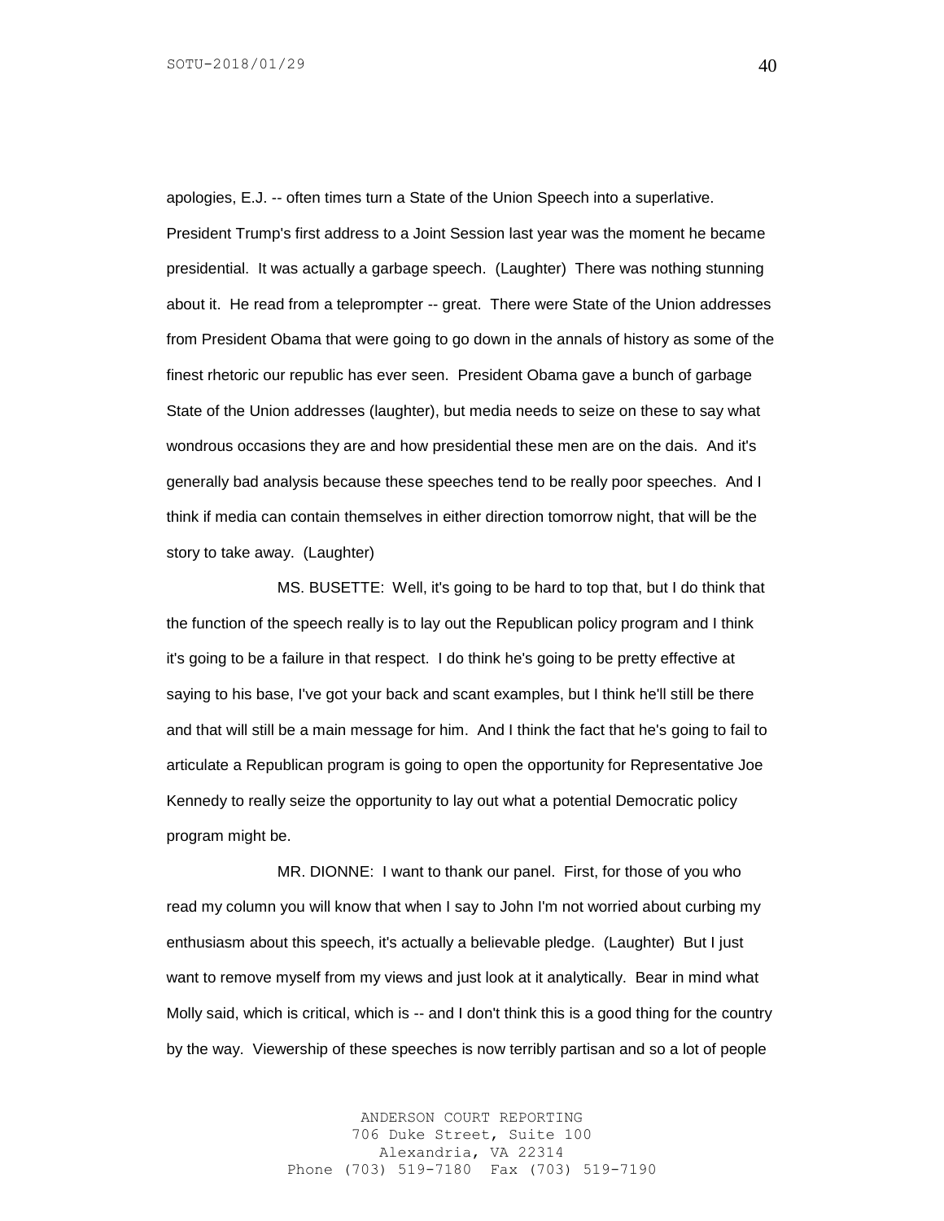apologies, E.J. -- often times turn a State of the Union Speech into a superlative. President Trump's first address to a Joint Session last year was the moment he became presidential. It was actually a garbage speech. (Laughter) There was nothing stunning about it. He read from a teleprompter -- great. There were State of the Union addresses from President Obama that were going to go down in the annals of history as some of the finest rhetoric our republic has ever seen. President Obama gave a bunch of garbage State of the Union addresses (laughter), but media needs to seize on these to say what wondrous occasions they are and how presidential these men are on the dais. And it's generally bad analysis because these speeches tend to be really poor speeches. And I think if media can contain themselves in either direction tomorrow night, that will be the story to take away. (Laughter)

MS. BUSETTE: Well, it's going to be hard to top that, but I do think that the function of the speech really is to lay out the Republican policy program and I think it's going to be a failure in that respect. I do think he's going to be pretty effective at saying to his base, I've got your back and scant examples, but I think he'll still be there and that will still be a main message for him. And I think the fact that he's going to fail to articulate a Republican program is going to open the opportunity for Representative Joe Kennedy to really seize the opportunity to lay out what a potential Democratic policy program might be.

MR. DIONNE: I want to thank our panel. First, for those of you who read my column you will know that when I say to John I'm not worried about curbing my enthusiasm about this speech, it's actually a believable pledge. (Laughter) But I just want to remove myself from my views and just look at it analytically. Bear in mind what Molly said, which is critical, which is -- and I don't think this is a good thing for the country by the way. Viewership of these speeches is now terribly partisan and so a lot of people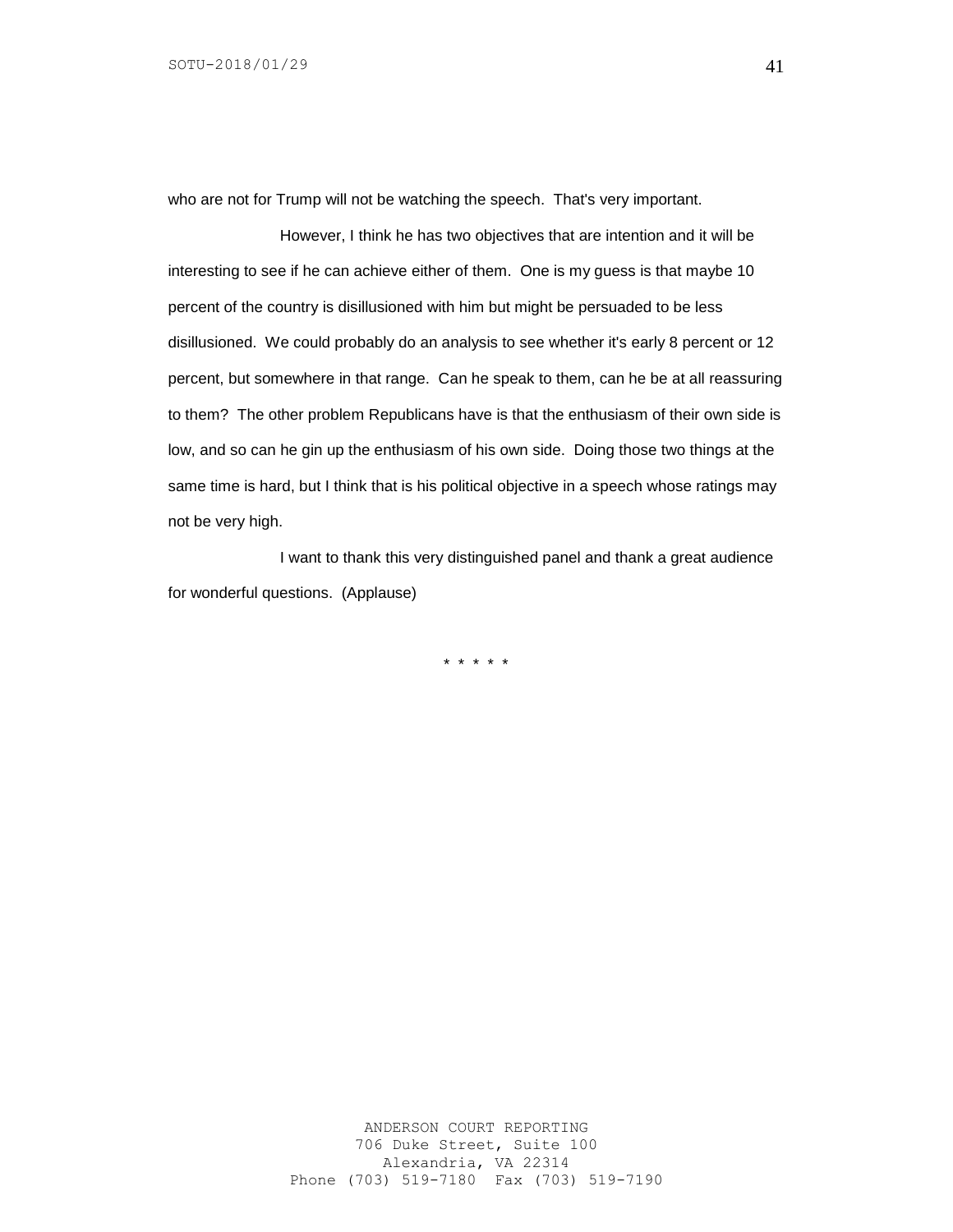who are not for Trump will not be watching the speech. That's very important.

However, I think he has two objectives that are intention and it will be interesting to see if he can achieve either of them. One is my guess is that maybe 10 percent of the country is disillusioned with him but might be persuaded to be less disillusioned. We could probably do an analysis to see whether it's early 8 percent or 12 percent, but somewhere in that range. Can he speak to them, can he be at all reassuring to them? The other problem Republicans have is that the enthusiasm of their own side is low, and so can he gin up the enthusiasm of his own side. Doing those two things at the same time is hard, but I think that is his political objective in a speech whose ratings may not be very high.

I want to thank this very distinguished panel and thank a great audience for wonderful questions. (Applause)

* * * * *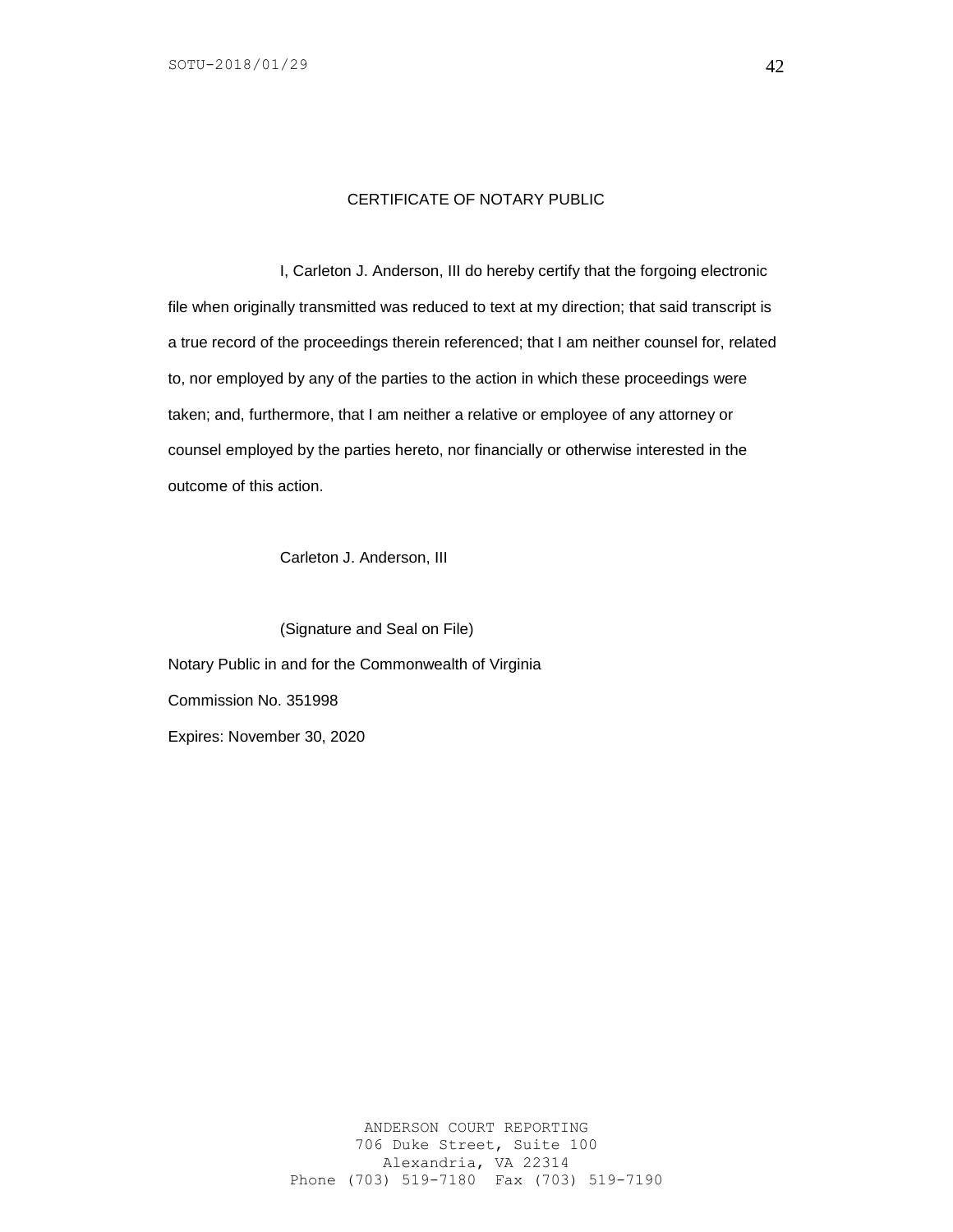## CERTIFICATE OF NOTARY PUBLIC

I, Carleton J. Anderson, III do hereby certify that the forgoing electronic file when originally transmitted was reduced to text at my direction; that said transcript is a true record of the proceedings therein referenced; that I am neither counsel for, related to, nor employed by any of the parties to the action in which these proceedings were taken; and, furthermore, that I am neither a relative or employee of any attorney or counsel employed by the parties hereto, nor financially or otherwise interested in the outcome of this action.

Carleton J. Anderson, III

(Signature and Seal on File)

Notary Public in and for the Commonwealth of Virginia

Commission No. 351998

Expires: November 30, 2020